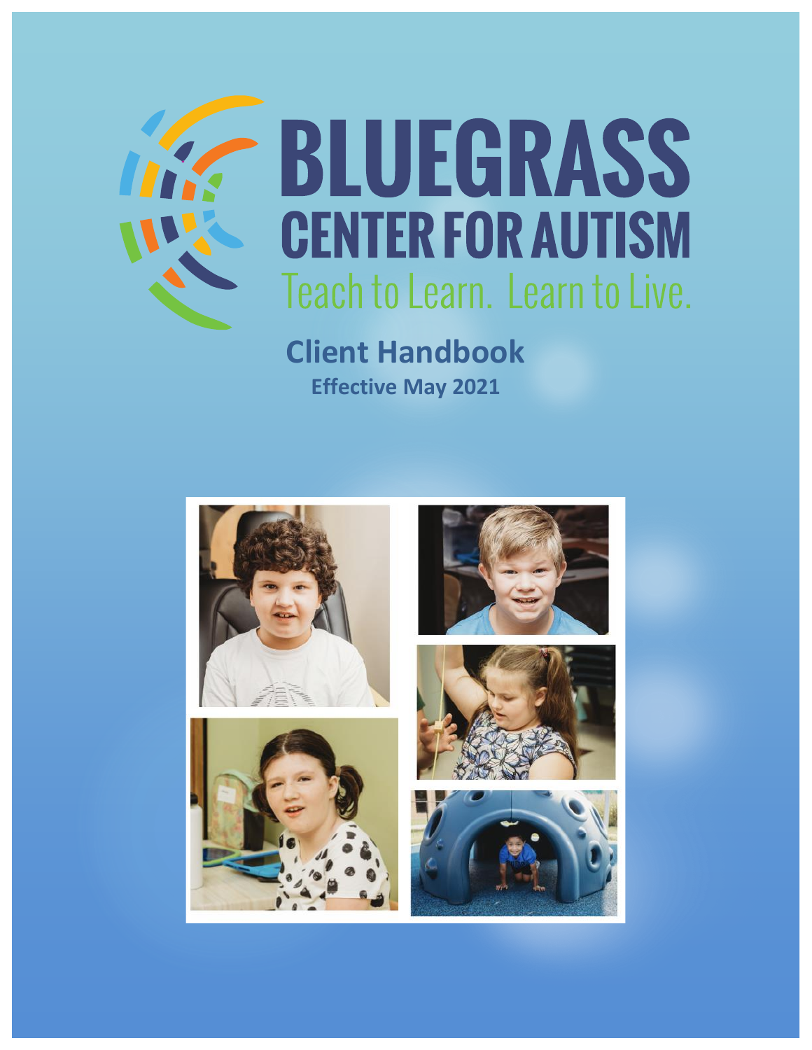# BLUEGRASS CENTER FOR AUTISM

Teach to Learn. Learn to Live.

## Client Handbook

**Effective May 2021**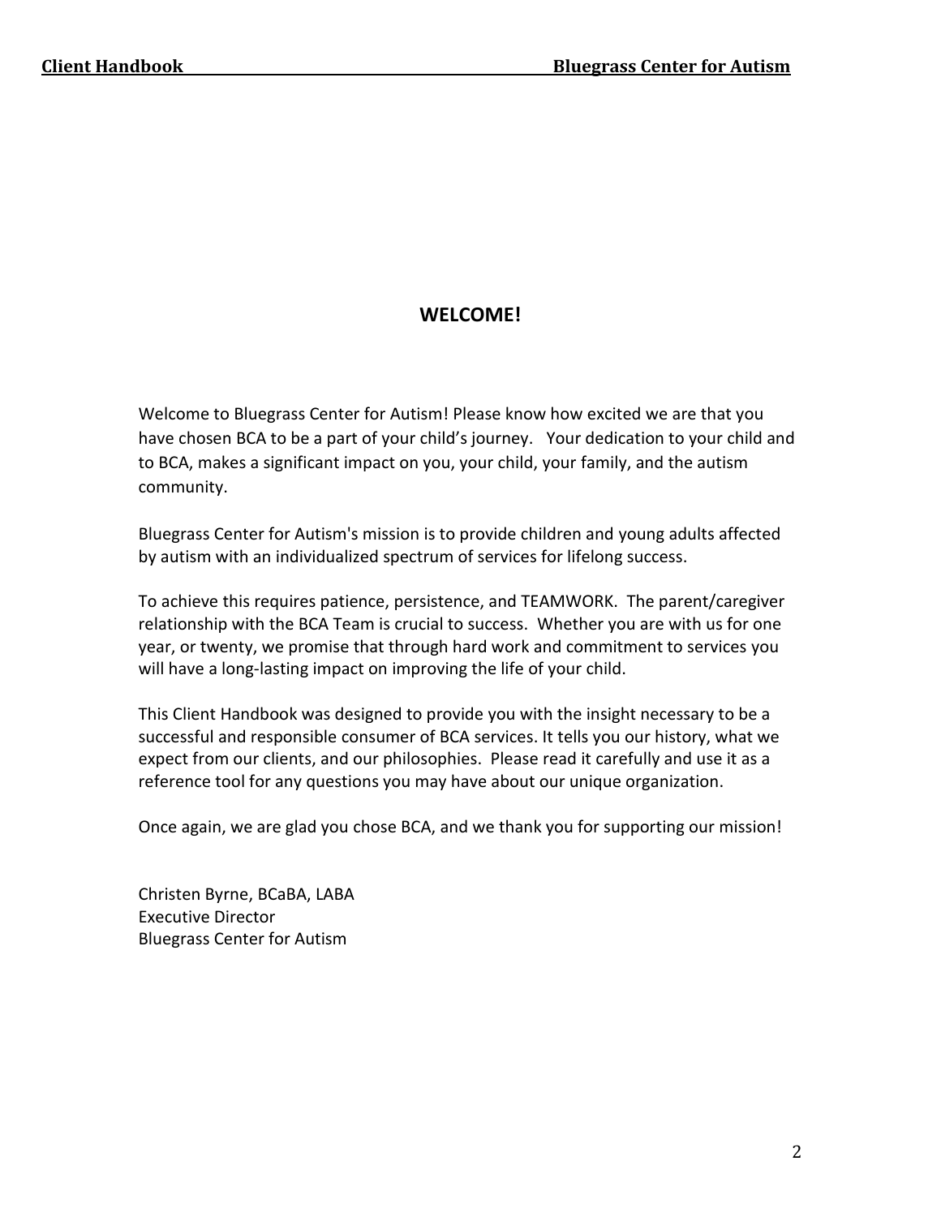# WELCOME!

Welcome to Bluegrass Center for Autism! Please know how excited we are that you have chosen BCA to be a part of your child's journey. Your dedication to your child and to BCA, makes a significant impact on you, your child, your family, and the autism community.

Bluegrass Center for Autism's mission is to provide children and young adults affected by autism with an individualized spectrum of services for lifelong success.

To achieve this requires patience, persistence, and TEAMWORK. The parent/caregiver relationship with the BCA Team is crucial to success. Whether you are with us for one year, or twenty, we promise that through hard work and commitment to services you will have a long-lasting impact on improving the life of your child.

This Client Handbook was designed to provide you with the insight necessary to be a successful and responsible consumer of BCA services. It tells you our history, what we expect from our clients, and our philosophies. Please read it carefully and use it as a reference tool for any questions you may have about our unique organization.

Once again, we are glad you chose BCA, and we thank you for supporting our mission!

Christen Byrne, BCaBA, LABA
Executive Director
Bluegrass Center for Autism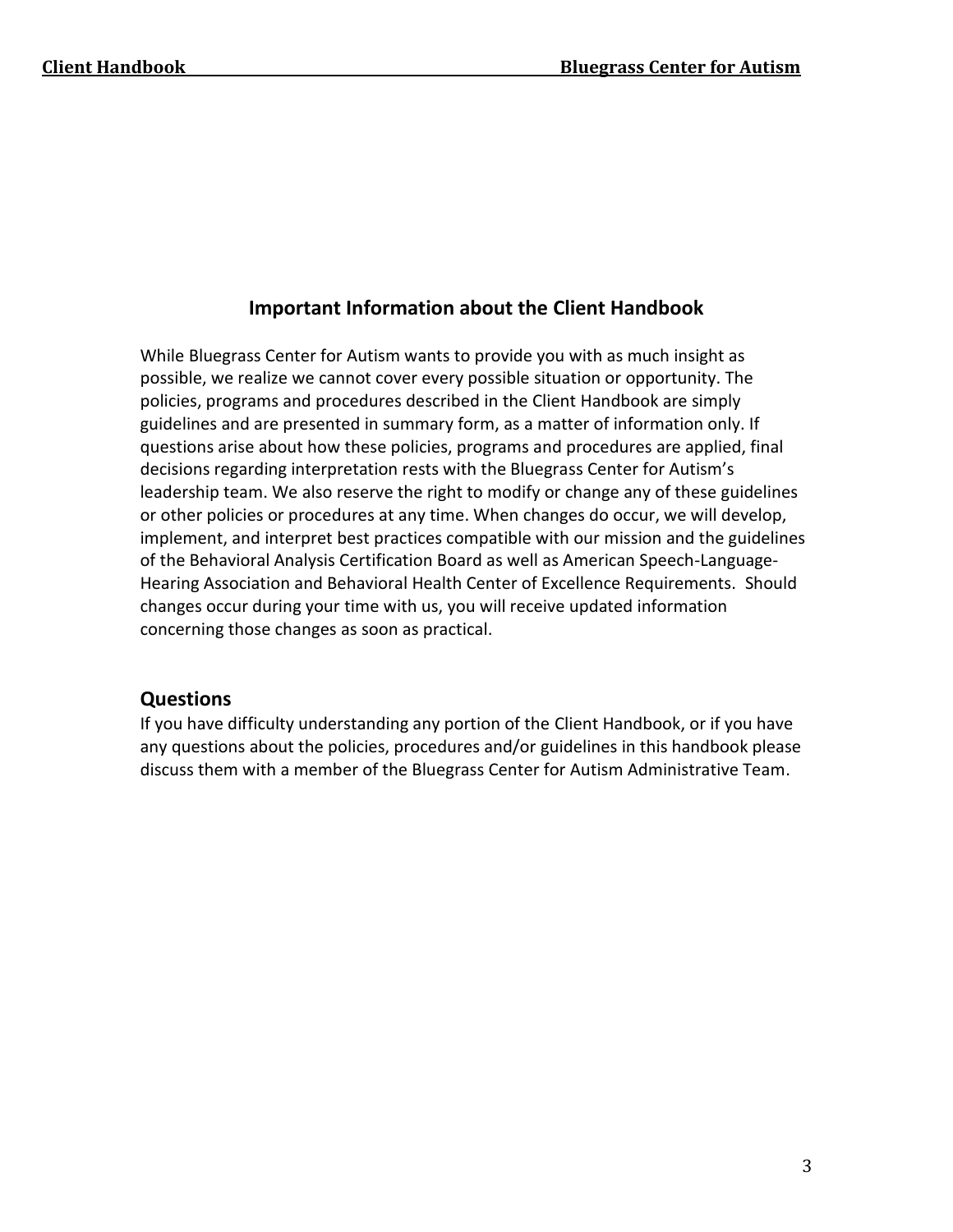## Important Information about the Client Handbook

While Bluegrass Center for Autism wants to provide you with as much insight as possible, we realize we cannot cover every possible situation or opportunity. The policies, programs and procedures described in the Client Handbook are simply guidelines and are presented in summary form, as a matter of information only. If questions arise about how these policies, programs and procedures are applied, final decisions regarding interpretation rests with the Bluegrass Center for Autism's leadership team. We also reserve the right to modify or change any of these guidelines or other policies or procedures at any time. When changes do occur, we will develop, implement, and interpret best practices compatible with our mission and the guidelines of the Behavioral Analysis Certification Board as well as American Speech-Language-Hearing Association and Behavioral Health Center of Excellence Requirements. Should changes occur during your time with us, you will receive updated information concerning those changes as soon as practical.

## Questions

If you have difficulty understanding any portion of the Client Handbook, or if you have any questions about the policies, procedures and/or guidelines in this handbook please discuss them with a member of the Bluegrass Center for Autism Administrative Team.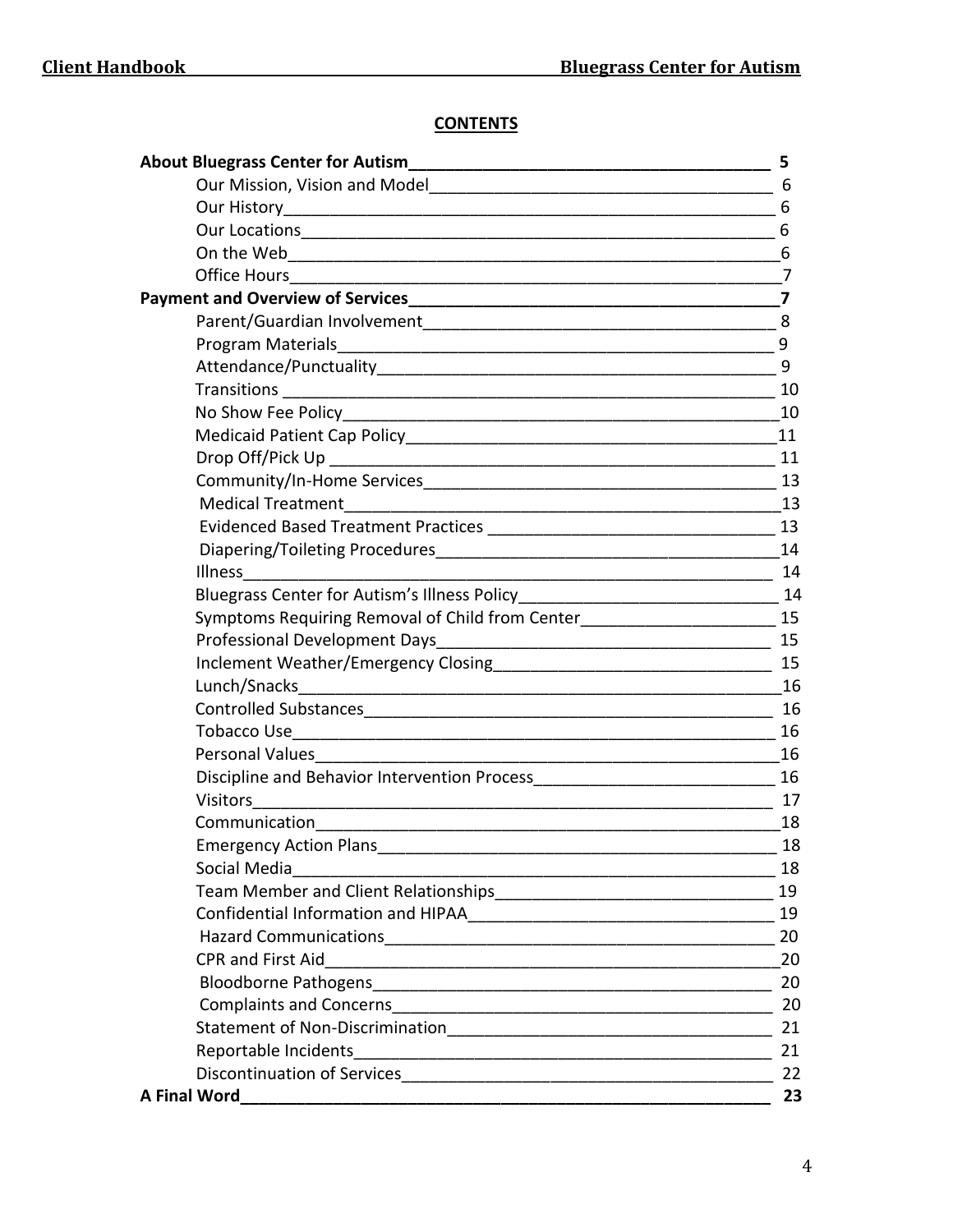## CONTENTS

| | |
|---|---|
| **About Bluegrass Center for Autism** | **5** |
| Our Mission, Vision and Model | 6 |
| Our History | 6 |
| Our Locations | 6 |
| On the Web | 6 |
| Office Hours | 7 |
| **Payment and Overview of Services** | **7** |
| Parent/Guardian Involvement | 8 |
| Program Materials | 9 |
| Attendance/Punctuality | 9 |
| Transitions | 10 |
| No Show Fee Policy | 10 |
| Medicaid Patient Cap Policy | 11 |
| Drop Off/Pick Up | 11 |
| Community/In-Home Services | 13 |
| Medical Treatment | 13 |
| Evidenced Based Treatment Practices | 13 |
| Diapering/Toileting Procedures | 14 |
| Illness | 14 |
| Bluegrass Center for Autism's Illness Policy | 14 |
| Symptoms Requiring Removal of Child from Center | 15 |
| Professional Development Days | 15 |
| Inclement Weather/Emergency Closing | 15 |
| Lunch/Snacks | 16 |
| Controlled Substances | 16 |
| Tobacco Use | 16 |
| Personal Values | 16 |
| Discipline and Behavior Intervention Process | 16 |
| Visitors | 17 |
| Communication | 18 |
| Emergency Action Plans | 18 |
| Social Media | 18 |
| Team Member and Client Relationships | 19 |
| Confidential Information and HIPAA | 19 |
| Hazard Communications | 20 |
| CPR and First Aid | 20 |
| Bloodborne Pathogens | 20 |
| Complaints and Concerns | 20 |
| Statement of Non-Discrimination | 21 |
| Reportable Incidents | 21 |
| Discontinuation of Services | 22 |
| **A Final Word** | **23** |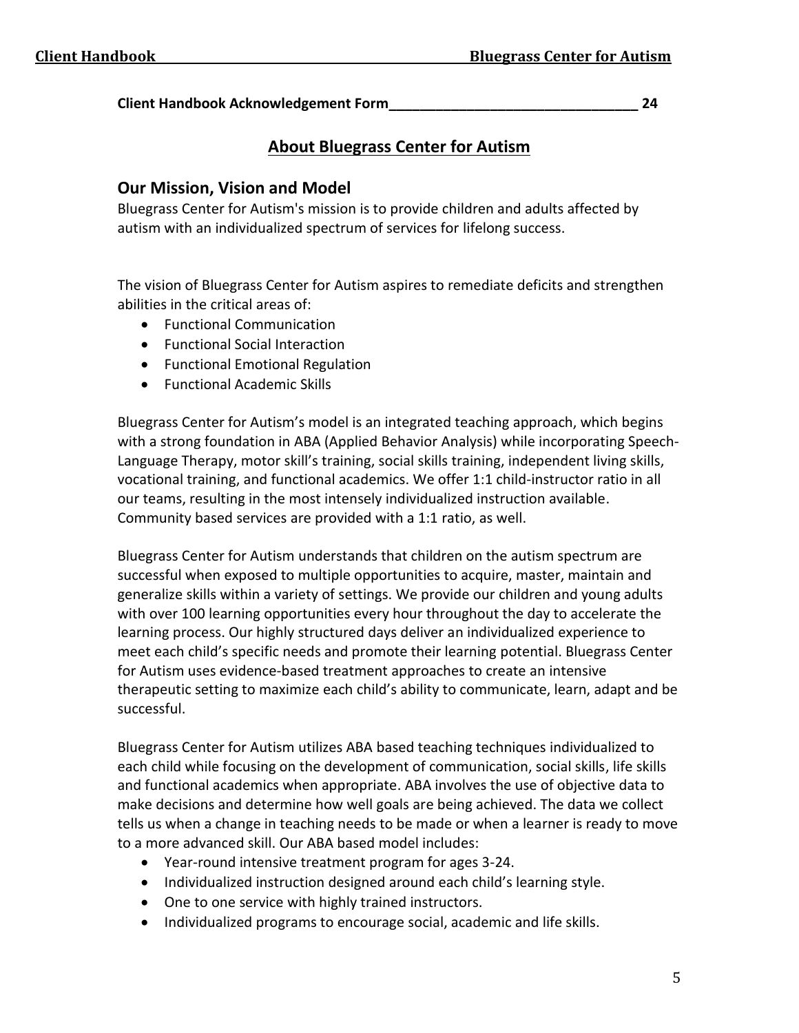**Client Handbook Acknowledgement Form_________________________________ 24**

# About Bluegrass Center for Autism

## Our Mission, Vision and Model

Bluegrass Center for Autism's mission is to provide children and adults affected by autism with an individualized spectrum of services for lifelong success.

The vision of Bluegrass Center for Autism aspires to remediate deficits and strengthen abilities in the critical areas of:

- Functional Communication
- Functional Social Interaction
- Functional Emotional Regulation
- Functional Academic Skills

Bluegrass Center for Autism's model is an integrated teaching approach, which begins with a strong foundation in ABA (Applied Behavior Analysis) while incorporating Speech-Language Therapy, motor skill's training, social skills training, independent living skills, vocational training, and functional academics. We offer 1:1 child-instructor ratio in all our teams, resulting in the most intensely individualized instruction available. Community based services are provided with a 1:1 ratio, as well.

Bluegrass Center for Autism understands that children on the autism spectrum are successful when exposed to multiple opportunities to acquire, master, maintain and generalize skills within a variety of settings. We provide our children and young adults with over 100 learning opportunities every hour throughout the day to accelerate the learning process. Our highly structured days deliver an individualized experience to meet each child's specific needs and promote their learning potential. Bluegrass Center for Autism uses evidence-based treatment approaches to create an intensive therapeutic setting to maximize each child's ability to communicate, learn, adapt and be successful.

Bluegrass Center for Autism utilizes ABA based teaching techniques individualized to each child while focusing on the development of communication, social skills, life skills and functional academics when appropriate. ABA involves the use of objective data to make decisions and determine how well goals are being achieved. The data we collect tells us when a change in teaching needs to be made or when a learner is ready to move to a more advanced skill. Our ABA based model includes:

- Year-round intensive treatment program for ages 3-24.
- Individualized instruction designed around each child's learning style.
- One to one service with highly trained instructors.
- Individualized programs to encourage social, academic and life skills.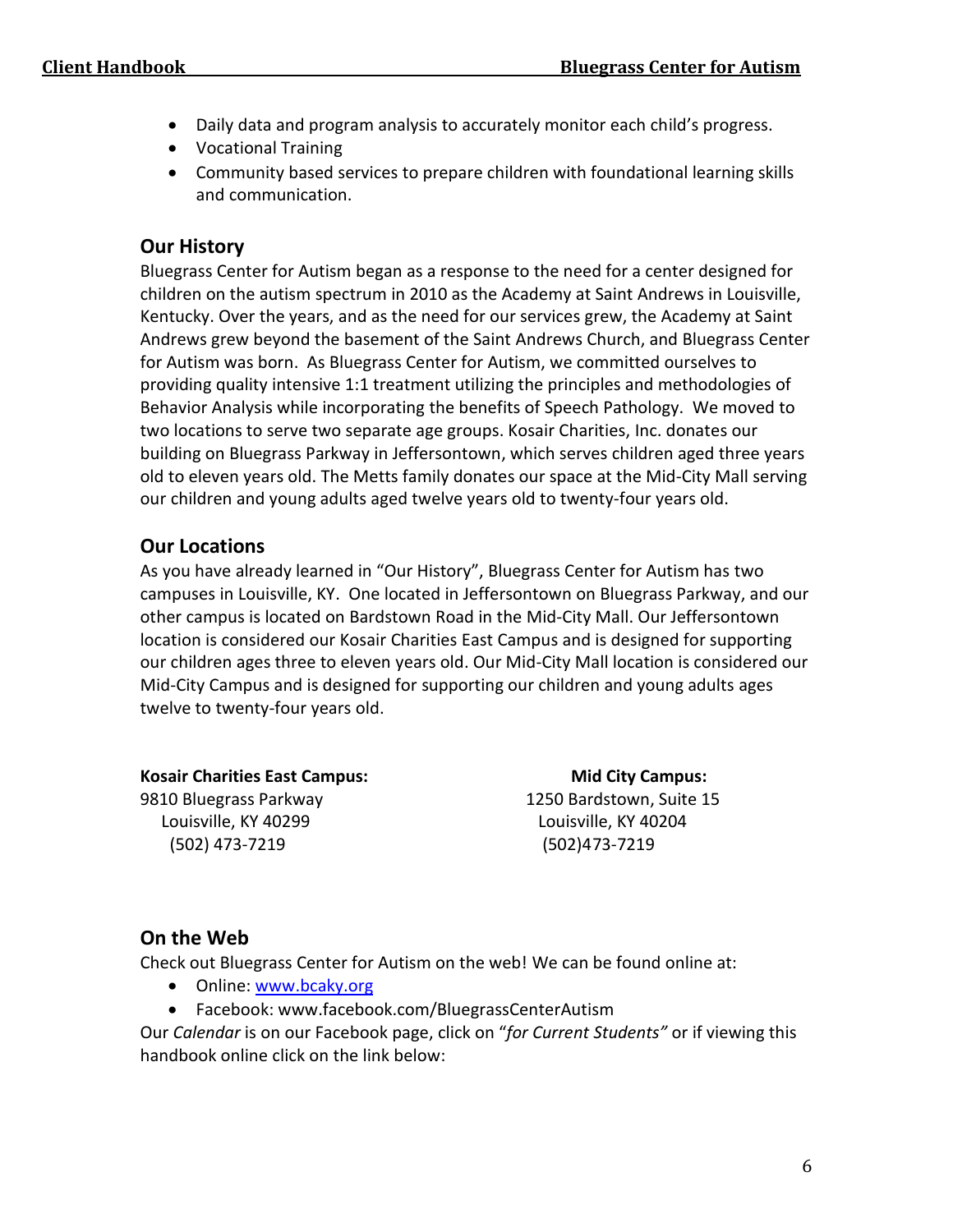- Daily data and program analysis to accurately monitor each child's progress.
- Vocational Training
- Community based services to prepare children with foundational learning skills and communication.

## Our History

Bluegrass Center for Autism began as a response to the need for a center designed for children on the autism spectrum in 2010 as the Academy at Saint Andrews in Louisville, Kentucky. Over the years, and as the need for our services grew, the Academy at Saint Andrews grew beyond the basement of the Saint Andrews Church, and Bluegrass Center for Autism was born. As Bluegrass Center for Autism, we committed ourselves to providing quality intensive 1:1 treatment utilizing the principles and methodologies of Behavior Analysis while incorporating the benefits of Speech Pathology. We moved to two locations to serve two separate age groups. Kosair Charities, Inc. donates our building on Bluegrass Parkway in Jeffersontown, which serves children aged three years old to eleven years old. The Metts family donates our space at the Mid-City Mall serving our children and young adults aged twelve years old to twenty-four years old.

## Our Locations

As you have already learned in "Our History", Bluegrass Center for Autism has two campuses in Louisville, KY. One located in Jeffersontown on Bluegrass Parkway, and our other campus is located on Bardstown Road in the Mid-City Mall. Our Jeffersontown location is considered our Kosair Charities East Campus and is designed for supporting our children ages three to eleven years old. Our Mid-City Mall location is considered our Mid-City Campus and is designed for supporting our children and young adults ages twelve to twenty-four years old.

**Kosair Charities East Campus:**
9810 Bluegrass Parkway
Louisville, KY 40299
(502) 473-7219

**Mid City Campus:**
1250 Bardstown, Suite 15
Louisville, KY 40204
(502)473-7219

## On the Web

Check out Bluegrass Center for Autism on the web! We can be found online at:

- Online: www.bcaky.org
- Facebook: www.facebook.com/BluegrassCenterAutism

Our *Calendar* is on our Facebook page, click on "*for Current Students"* or if viewing this handbook online click on the link below: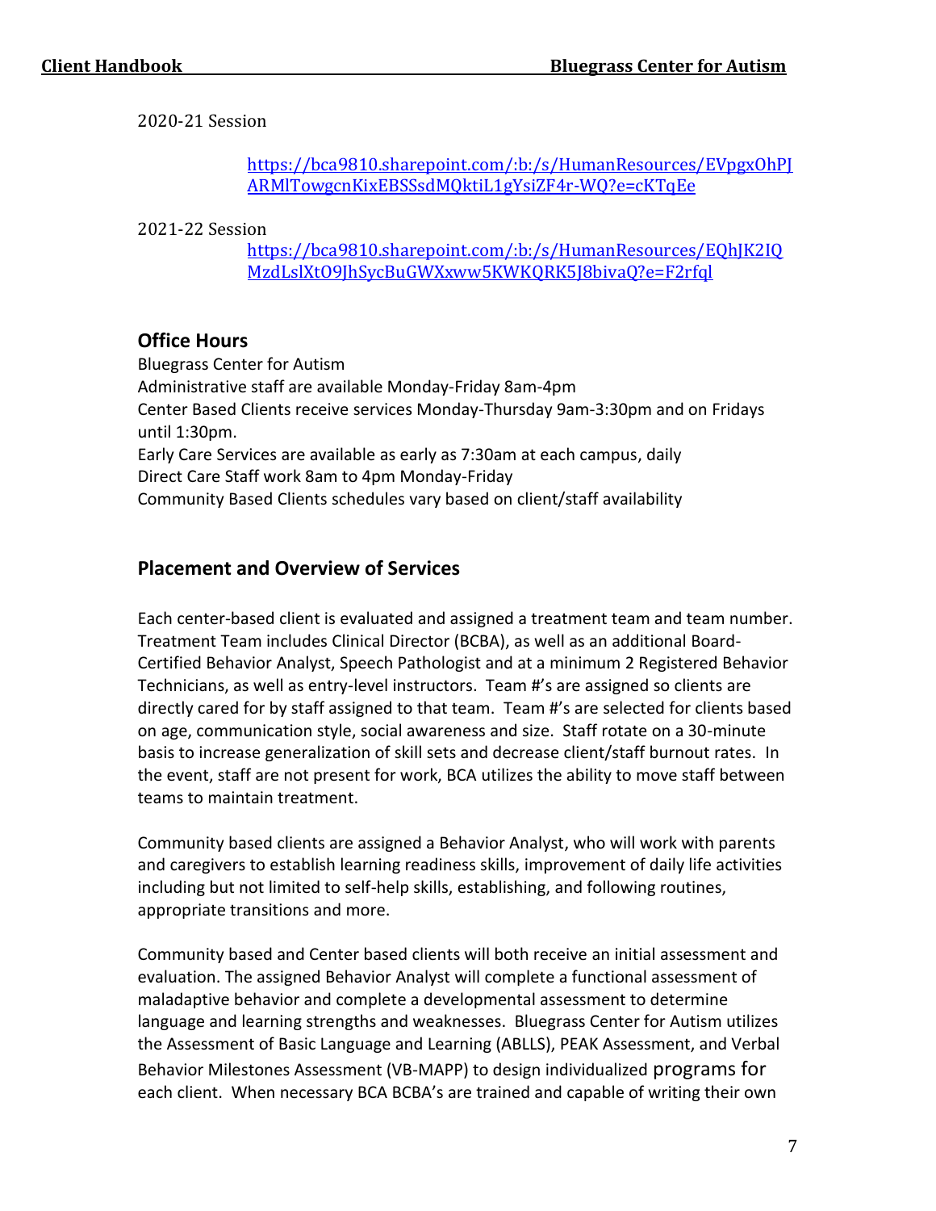2020-21 Session

https://bca9810.sharepoint.com/:b:/s/HumanResources/EVpgxOhPJARMlTowgcnKixEBSSsdMQktiL1gYsiZF4r-WQ?e=cKTqEe

2021-22 Session

https://bca9810.sharepoint.com/:b:/s/HumanResources/EQhJK2IQMzdLslXtO9JhSycBuGWXxww5KWKQRK5J8bivaQ?e=F2rfql

## Office Hours

Bluegrass Center for Autism
Administrative staff are available Monday-Friday 8am-4pm
Center Based Clients receive services Monday-Thursday 9am-3:30pm and on Fridays until 1:30pm.
Early Care Services are available as early as 7:30am at each campus, daily
Direct Care Staff work 8am to 4pm Monday-Friday
Community Based Clients schedules vary based on client/staff availability

## Placement and Overview of Services

Each center-based client is evaluated and assigned a treatment team and team number. Treatment Team includes Clinical Director (BCBA), as well as an additional Board-Certified Behavior Analyst, Speech Pathologist and at a minimum 2 Registered Behavior Technicians, as well as entry-level instructors. Team #'s are assigned so clients are directly cared for by staff assigned to that team. Team #'s are selected for clients based on age, communication style, social awareness and size. Staff rotate on a 30-minute basis to increase generalization of skill sets and decrease client/staff burnout rates. In the event, staff are not present for work, BCA utilizes the ability to move staff between teams to maintain treatment.

Community based clients are assigned a Behavior Analyst, who will work with parents and caregivers to establish learning readiness skills, improvement of daily life activities including but not limited to self-help skills, establishing, and following routines, appropriate transitions and more.

Community based and Center based clients will both receive an initial assessment and evaluation. The assigned Behavior Analyst will complete a functional assessment of maladaptive behavior and complete a developmental assessment to determine language and learning strengths and weaknesses. Bluegrass Center for Autism utilizes the Assessment of Basic Language and Learning (ABLLS), PEAK Assessment, and Verbal Behavior Milestones Assessment (VB-MAPP) to design individualized programs for each client. When necessary BCA BCBA's are trained and capable of writing their own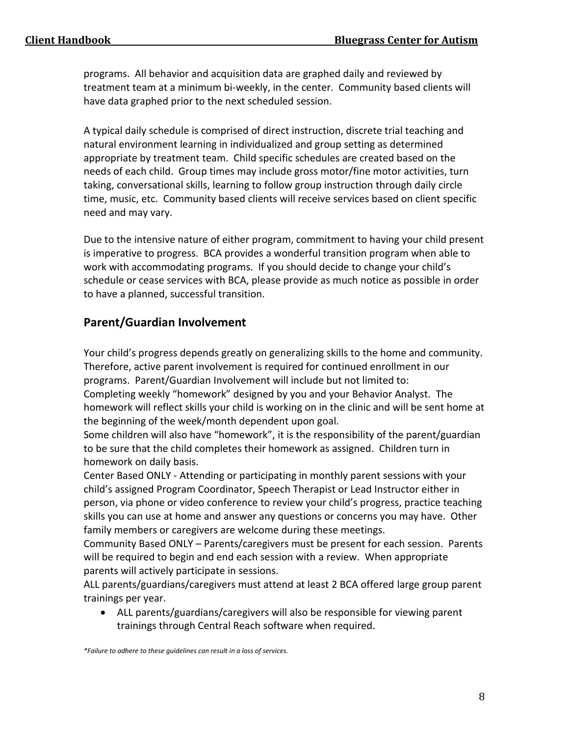programs. All behavior and acquisition data are graphed daily and reviewed by treatment team at a minimum bi-weekly, in the center. Community based clients will have data graphed prior to the next scheduled session.

A typical daily schedule is comprised of direct instruction, discrete trial teaching and natural environment learning in individualized and group setting as determined appropriate by treatment team. Child specific schedules are created based on the needs of each child. Group times may include gross motor/fine motor activities, turn taking, conversational skills, learning to follow group instruction through daily circle time, music, etc. Community based clients will receive services based on client specific need and may vary.

Due to the intensive nature of either program, commitment to having your child present is imperative to progress. BCA provides a wonderful transition program when able to work with accommodating programs. If you should decide to change your child's schedule or cease services with BCA, please provide as much notice as possible in order to have a planned, successful transition.

## Parent/Guardian Involvement

Your child's progress depends greatly on generalizing skills to the home and community. Therefore, active parent involvement is required for continued enrollment in our programs. Parent/Guardian Involvement will include but not limited to:
Completing weekly "homework" designed by you and your Behavior Analyst. The homework will reflect skills your child is working on in the clinic and will be sent home at the beginning of the week/month dependent upon goal.
Some children will also have "homework", it is the responsibility of the parent/guardian to be sure that the child completes their homework as assigned. Children turn in homework on daily basis.
Center Based ONLY - Attending or participating in monthly parent sessions with your child's assigned Program Coordinator, Speech Therapist or Lead Instructor either in person, via phone or video conference to review your child's progress, practice teaching skills you can use at home and answer any questions or concerns you may have. Other family members or caregivers are welcome during these meetings.
Community Based ONLY – Parents/caregivers must be present for each session. Parents will be required to begin and end each session with a review. When appropriate parents will actively participate in sessions.
ALL parents/guardians/caregivers must attend at least 2 BCA offered large group parent trainings per year.

- ALL parents/guardians/caregivers will also be responsible for viewing parent trainings through Central Reach software when required.

*\*Failure to adhere to these guidelines can result in a loss of services.*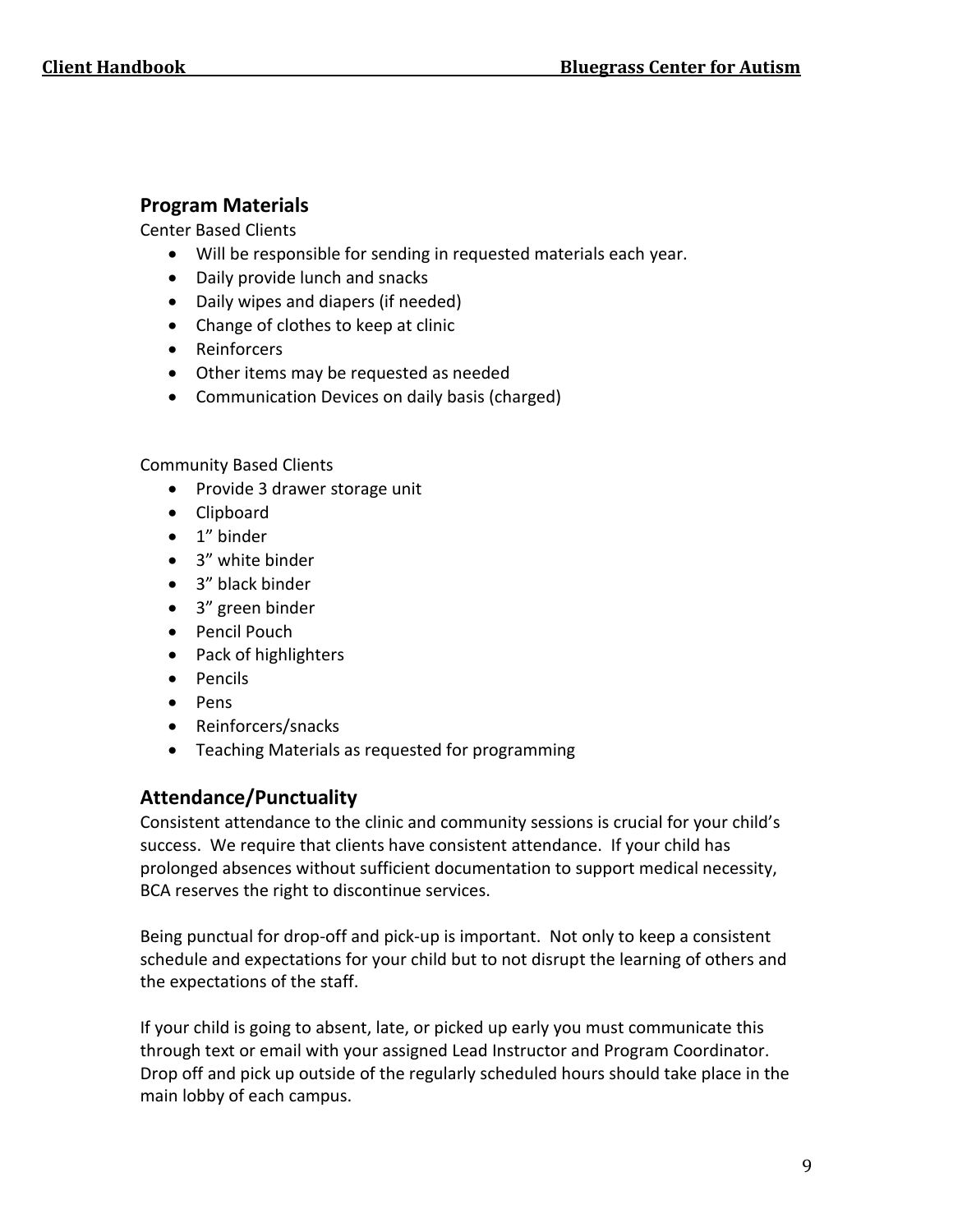## Program Materials

Center Based Clients

- Will be responsible for sending in requested materials each year.
- Daily provide lunch and snacks
- Daily wipes and diapers (if needed)
- Change of clothes to keep at clinic
- Reinforcers
- Other items may be requested as needed
- Communication Devices on daily basis (charged)

Community Based Clients

- Provide 3 drawer storage unit
- Clipboard
- 1” binder
- 3” white binder
- 3” black binder
- 3” green binder
- Pencil Pouch
- Pack of highlighters
- Pencils
- Pens
- Reinforcers/snacks
- Teaching Materials as requested for programming

## Attendance/Punctuality

Consistent attendance to the clinic and community sessions is crucial for your child’s success. We require that clients have consistent attendance. If your child has prolonged absences without sufficient documentation to support medical necessity, BCA reserves the right to discontinue services.

Being punctual for drop-off and pick-up is important. Not only to keep a consistent schedule and expectations for your child but to not disrupt the learning of others and the expectations of the staff.

If your child is going to absent, late, or picked up early you must communicate this through text or email with your assigned Lead Instructor and Program Coordinator. Drop off and pick up outside of the regularly scheduled hours should take place in the main lobby of each campus.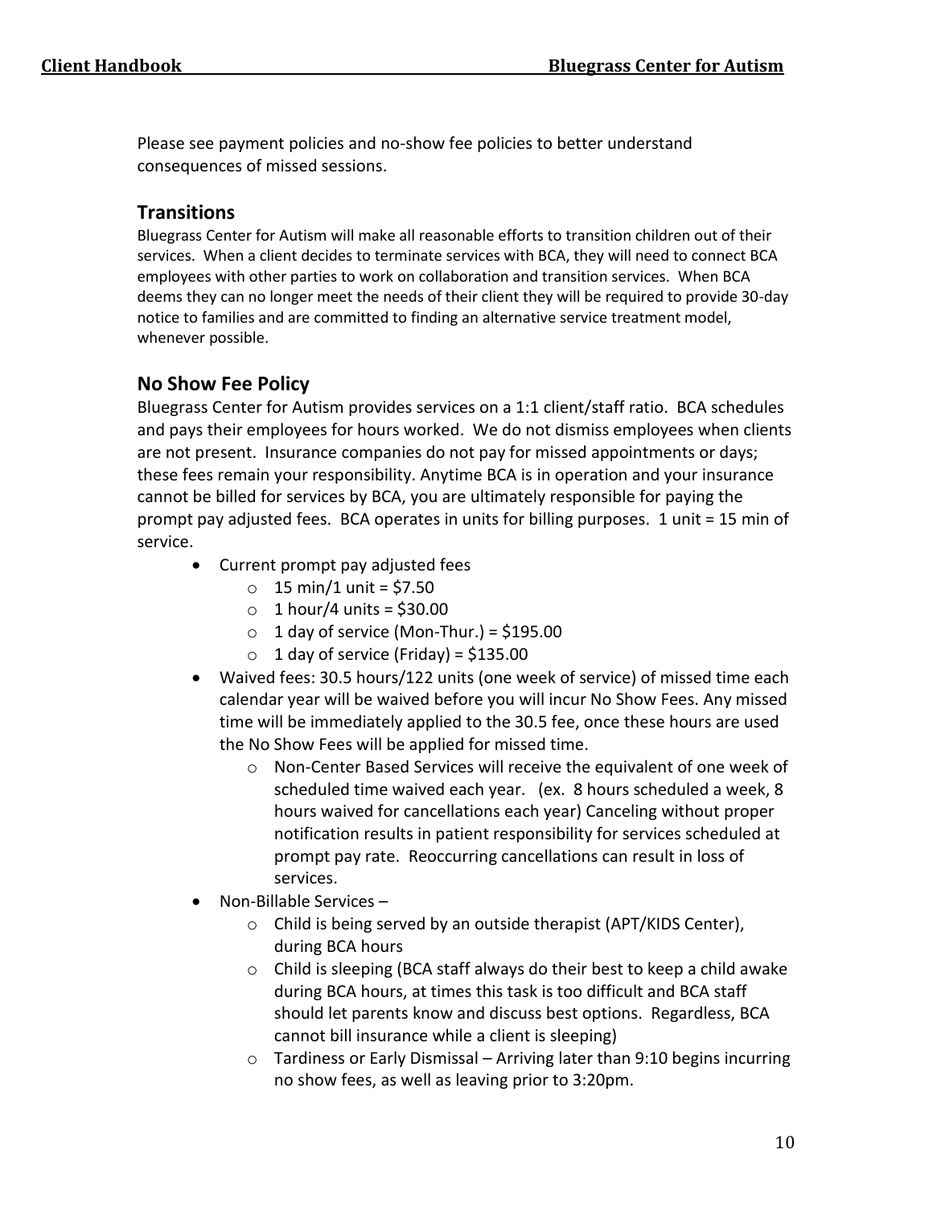Please see payment policies and no-show fee policies to better understand consequences of missed sessions.

## Transitions

Bluegrass Center for Autism will make all reasonable efforts to transition children out of their services. When a client decides to terminate services with BCA, they will need to connect BCA employees with other parties to work on collaboration and transition services. When BCA deems they can no longer meet the needs of their client they will be required to provide 30-day notice to families and are committed to finding an alternative service treatment model, whenever possible.

## No Show Fee Policy

Bluegrass Center for Autism provides services on a 1:1 client/staff ratio. BCA schedules and pays their employees for hours worked. We do not dismiss employees when clients are not present. Insurance companies do not pay for missed appointments or days; these fees remain your responsibility. Anytime BCA is in operation and your insurance cannot be billed for services by BCA, you are ultimately responsible for paying the prompt pay adjusted fees. BCA operates in units for billing purposes. 1 unit = 15 min of service.

- Current prompt pay adjusted fees
  - 15 min/1 unit = $7.50
  - 1 hour/4 units = $30.00
  - 1 day of service (Mon-Thur.) = $195.00
  - 1 day of service (Friday) = $135.00
- Waived fees: 30.5 hours/122 units (one week of service) of missed time each calendar year will be waived before you will incur No Show Fees. Any missed time will be immediately applied to the 30.5 fee, once these hours are used the No Show Fees will be applied for missed time.
  - Non-Center Based Services will receive the equivalent of one week of scheduled time waived each year. (ex. 8 hours scheduled a week, 8 hours waived for cancellations each year) Canceling without proper notification results in patient responsibility for services scheduled at prompt pay rate. Reoccurring cancellations can result in loss of services.
- Non-Billable Services –
  - Child is being served by an outside therapist (APT/KIDS Center), during BCA hours
  - Child is sleeping (BCA staff always do their best to keep a child awake during BCA hours, at times this task is too difficult and BCA staff should let parents know and discuss best options. Regardless, BCA cannot bill insurance while a client is sleeping)
  - Tardiness or Early Dismissal – Arriving later than 9:10 begins incurring no show fees, as well as leaving prior to 3:20pm.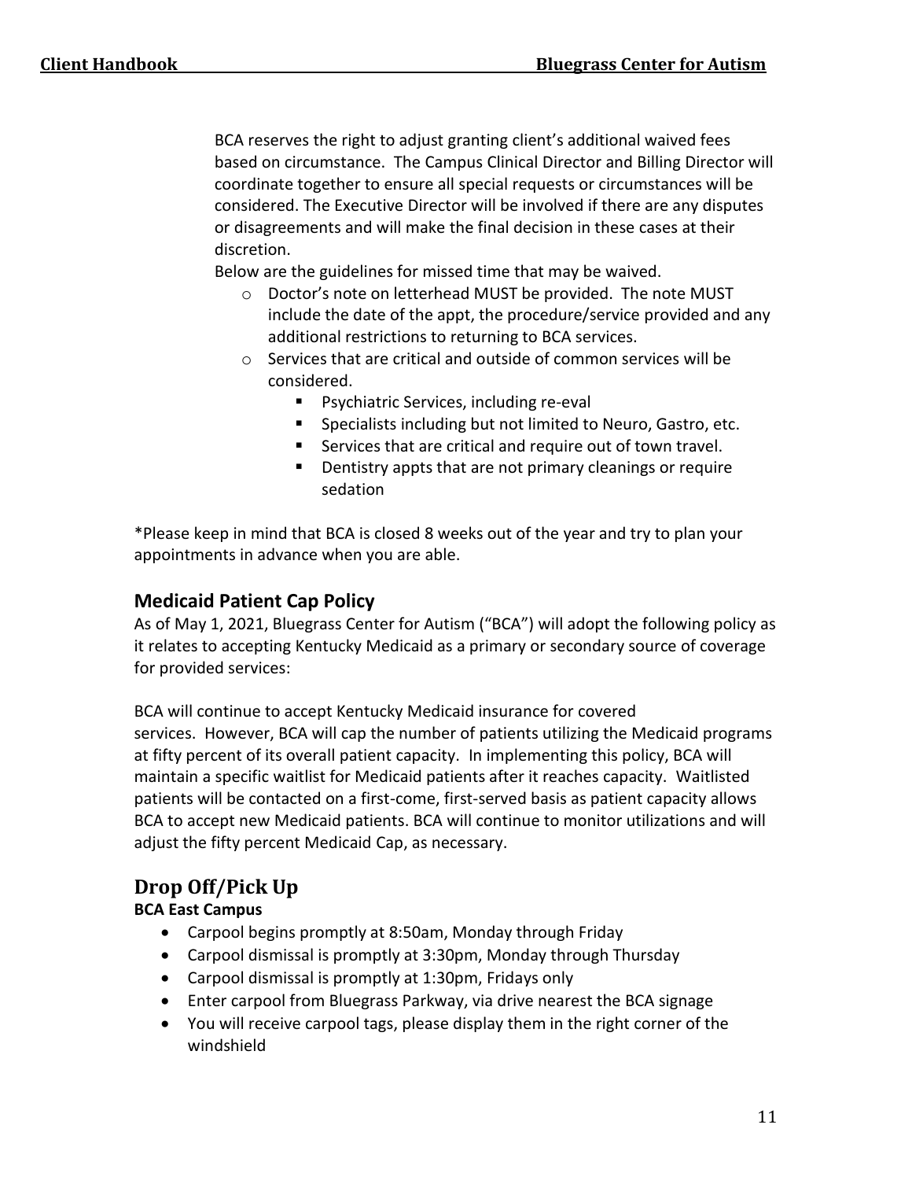BCA reserves the right to adjust granting client's additional waived fees based on circumstance. The Campus Clinical Director and Billing Director will coordinate together to ensure all special requests or circumstances will be considered. The Executive Director will be involved if there are any disputes or disagreements and will make the final decision in these cases at their discretion.

Below are the guidelines for missed time that may be waived.

- Doctor's note on letterhead MUST be provided. The note MUST include the date of the appt, the procedure/service provided and any additional restrictions to returning to BCA services.
- Services that are critical and outside of common services will be considered.
  - Psychiatric Services, including re-eval
  - Specialists including but not limited to Neuro, Gastro, etc.
  - Services that are critical and require out of town travel.
  - Dentistry appts that are not primary cleanings or require sedation

*Please keep in mind that BCA is closed 8 weeks out of the year and try to plan your appointments in advance when you are able.

### Medicaid Patient Cap Policy

As of May 1, 2021, Bluegrass Center for Autism ("BCA") will adopt the following policy as it relates to accepting Kentucky Medicaid as a primary or secondary source of coverage for provided services:

BCA will continue to accept Kentucky Medicaid insurance for covered services. However, BCA will cap the number of patients utilizing the Medicaid programs at fifty percent of its overall patient capacity. In implementing this policy, BCA will maintain a specific waitlist for Medicaid patients after it reaches capacity. Waitlisted patients will be contacted on a first-come, first-served basis as patient capacity allows BCA to accept new Medicaid patients. BCA will continue to monitor utilizations and will adjust the fifty percent Medicaid Cap, as necessary.

## Drop Off/Pick Up

**BCA East Campus**

- Carpool begins promptly at 8:50am, Monday through Friday
- Carpool dismissal is promptly at 3:30pm, Monday through Thursday
- Carpool dismissal is promptly at 1:30pm, Fridays only
- Enter carpool from Bluegrass Parkway, via drive nearest the BCA signage
- You will receive carpool tags, please display them in the right corner of the windshield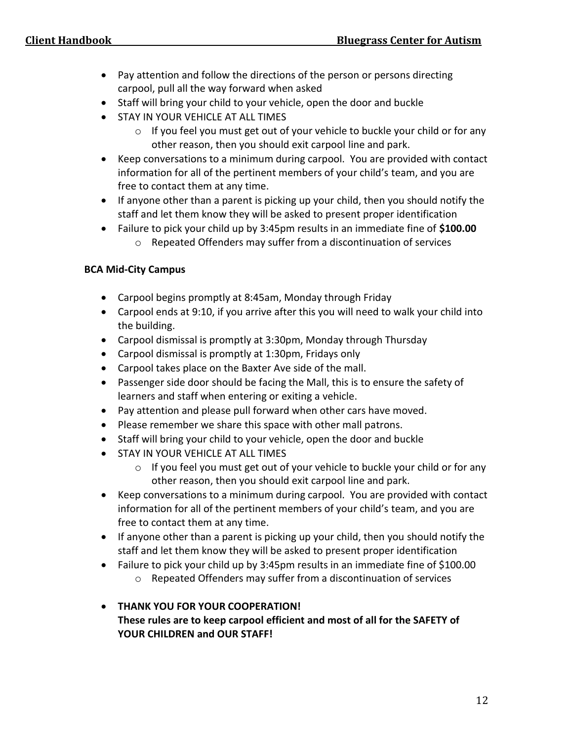- Pay attention and follow the directions of the person or persons directing carpool, pull all the way forward when asked
- Staff will bring your child to your vehicle, open the door and buckle
- STAY IN YOUR VEHICLE AT ALL TIMES
    - If you feel you must get out of your vehicle to buckle your child or for any other reason, then you should exit carpool line and park.
- Keep conversations to a minimum during carpool. You are provided with contact information for all of the pertinent members of your child's team, and you are free to contact them at any time.
- If anyone other than a parent is picking up your child, then you should notify the staff and let them know they will be asked to present proper identification
- Failure to pick your child up by 3:45pm results in an immediate fine of **$100.00**
    - Repeated Offenders may suffer from a discontinuation of services

**BCA Mid-City Campus**

- Carpool begins promptly at 8:45am, Monday through Friday
- Carpool ends at 9:10, if you arrive after this you will need to walk your child into the building.
- Carpool dismissal is promptly at 3:30pm, Monday through Thursday
- Carpool dismissal is promptly at 1:30pm, Fridays only
- Carpool takes place on the Baxter Ave side of the mall.
- Passenger side door should be facing the Mall, this is to ensure the safety of learners and staff when entering or exiting a vehicle.
- Pay attention and please pull forward when other cars have moved.
- Please remember we share this space with other mall patrons.
- Staff will bring your child to your vehicle, open the door and buckle
- STAY IN YOUR VEHICLE AT ALL TIMES
    - If you feel you must get out of your vehicle to buckle your child or for any other reason, then you should exit carpool line and park.
- Keep conversations to a minimum during carpool. You are provided with contact information for all of the pertinent members of your child's team, and you are free to contact them at any time.
- If anyone other than a parent is picking up your child, then you should notify the staff and let them know they will be asked to present proper identification
- Failure to pick your child up by 3:45pm results in an immediate fine of $100.00
    - Repeated Offenders may suffer from a discontinuation of services

- **THANK YOU FOR YOUR COOPERATION!**
  **These rules are to keep carpool efficient and most of all for the SAFETY of YOUR CHILDREN and OUR STAFF!**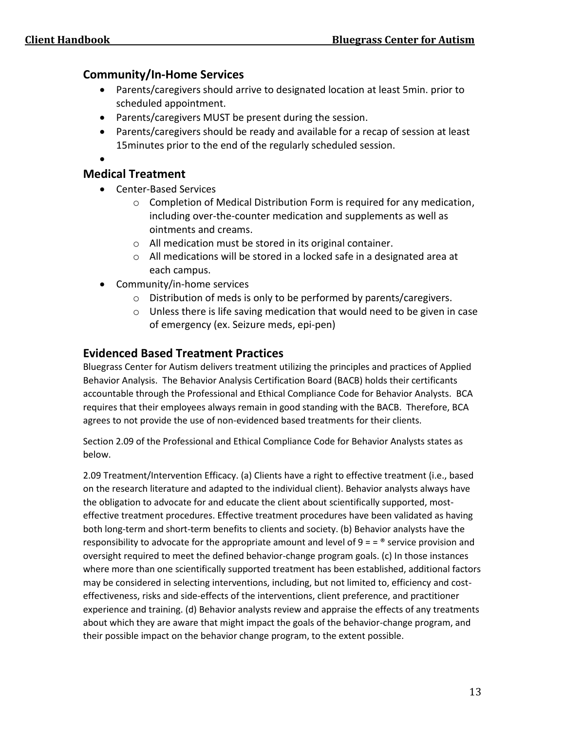## Community/In-Home Services

- Parents/caregivers should arrive to designated location at least 5min. prior to scheduled appointment.
- Parents/caregivers MUST be present during the session.
- Parents/caregivers should be ready and available for a recap of session at least 15minutes prior to the end of the regularly scheduled session.
- 

## Medical Treatment

- Center-Based Services
  - Completion of Medical Distribution Form is required for any medication, including over-the-counter medication and supplements as well as ointments and creams.
  - All medication must be stored in its original container.
  - All medications will be stored in a locked safe in a designated area at each campus.
- Community/in-home services
  - Distribution of meds is only to be performed by parents/caregivers.
  - Unless there is life saving medication that would need to be given in case of emergency (ex. Seizure meds, epi-pen)

## Evidenced Based Treatment Practices

Bluegrass Center for Autism delivers treatment utilizing the principles and practices of Applied Behavior Analysis. The Behavior Analysis Certification Board (BACB) holds their certificants accountable through the Professional and Ethical Compliance Code for Behavior Analysts. BCA requires that their employees always remain in good standing with the BACB. Therefore, BCA agrees to not provide the use of non-evidenced based treatments for their clients.

Section 2.09 of the Professional and Ethical Compliance Code for Behavior Analysts states as below.

2.09 Treatment/Intervention Efficacy. (a) Clients have a right to effective treatment (i.e., based on the research literature and adapted to the individual client). Behavior analysts always have the obligation to advocate for and educate the client about scientifically supported, most-effective treatment procedures. Effective treatment procedures have been validated as having both long-term and short-term benefits to clients and society. (b) Behavior analysts have the responsibility to advocate for the appropriate amount and level of 9 = = ® service provision and oversight required to meet the defined behavior-change program goals. (c) In those instances where more than one scientifically supported treatment has been established, additional factors may be considered in selecting interventions, including, but not limited to, efficiency and cost-effectiveness, risks and side-effects of the interventions, client preference, and practitioner experience and training. (d) Behavior analysts review and appraise the effects of any treatments about which they are aware that might impact the goals of the behavior-change program, and their possible impact on the behavior change program, to the extent possible.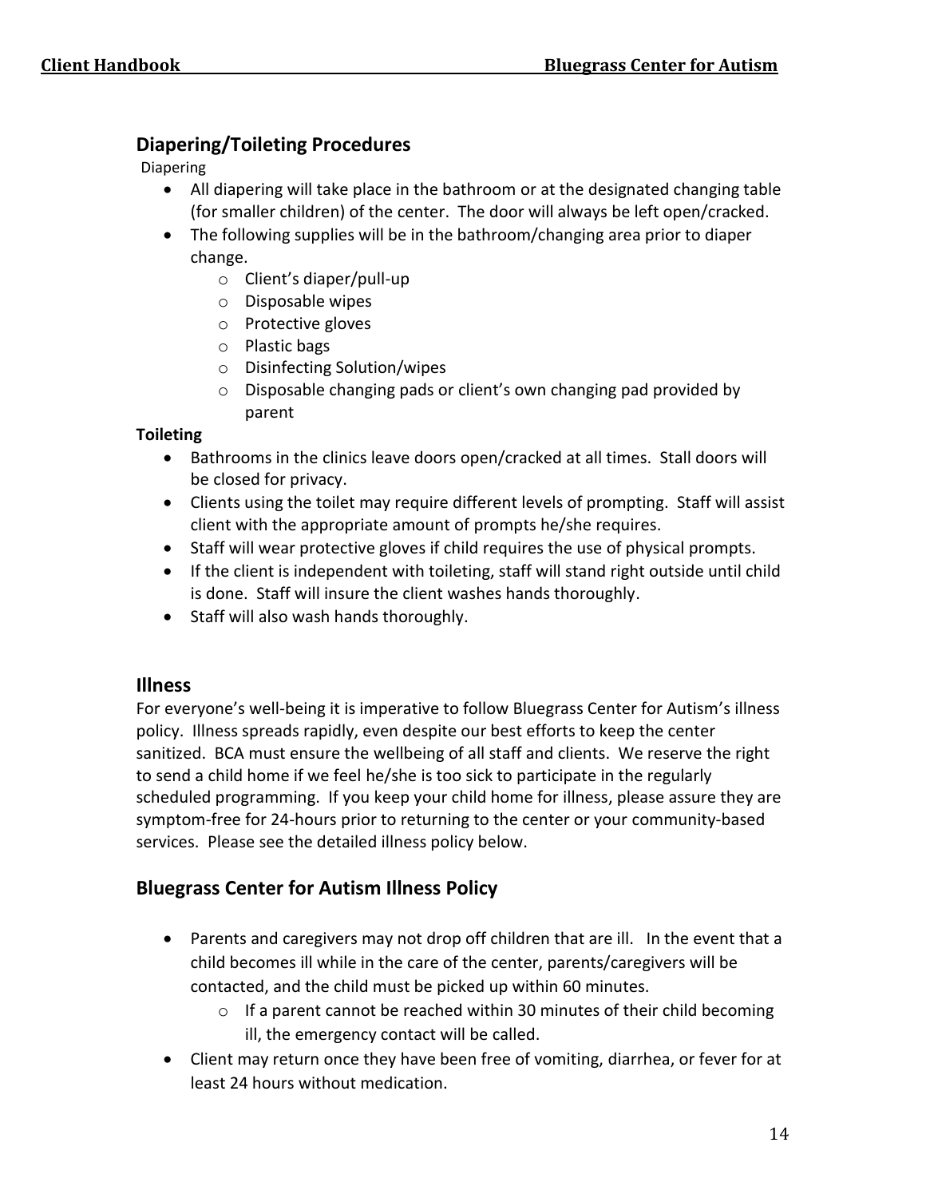## Diapering/Toileting Procedures

Diapering

- All diapering will take place in the bathroom or at the designated changing table (for smaller children) of the center. The door will always be left open/cracked.
- The following supplies will be in the bathroom/changing area prior to diaper change.
  - Client's diaper/pull-up
  - Disposable wipes
  - Protective gloves
  - Plastic bags
  - Disinfecting Solution/wipes
  - Disposable changing pads or client's own changing pad provided by parent

**Toileting**

- Bathrooms in the clinics leave doors open/cracked at all times. Stall doors will be closed for privacy.
- Clients using the toilet may require different levels of prompting. Staff will assist client with the appropriate amount of prompts he/she requires.
- Staff will wear protective gloves if child requires the use of physical prompts.
- If the client is independent with toileting, staff will stand right outside until child is done. Staff will insure the client washes hands thoroughly.
- Staff will also wash hands thoroughly.

## Illness

For everyone's well-being it is imperative to follow Bluegrass Center for Autism's illness policy. Illness spreads rapidly, even despite our best efforts to keep the center sanitized. BCA must ensure the wellbeing of all staff and clients. We reserve the right to send a child home if we feel he/she is too sick to participate in the regularly scheduled programming. If you keep your child home for illness, please assure they are symptom-free for 24-hours prior to returning to the center or your community-based services. Please see the detailed illness policy below.

## Bluegrass Center for Autism Illness Policy

- Parents and caregivers may not drop off children that are ill. In the event that a child becomes ill while in the care of the center, parents/caregivers will be contacted, and the child must be picked up within 60 minutes.
  - If a parent cannot be reached within 30 minutes of their child becoming ill, the emergency contact will be called.
- Client may return once they have been free of vomiting, diarrhea, or fever for at least 24 hours without medication.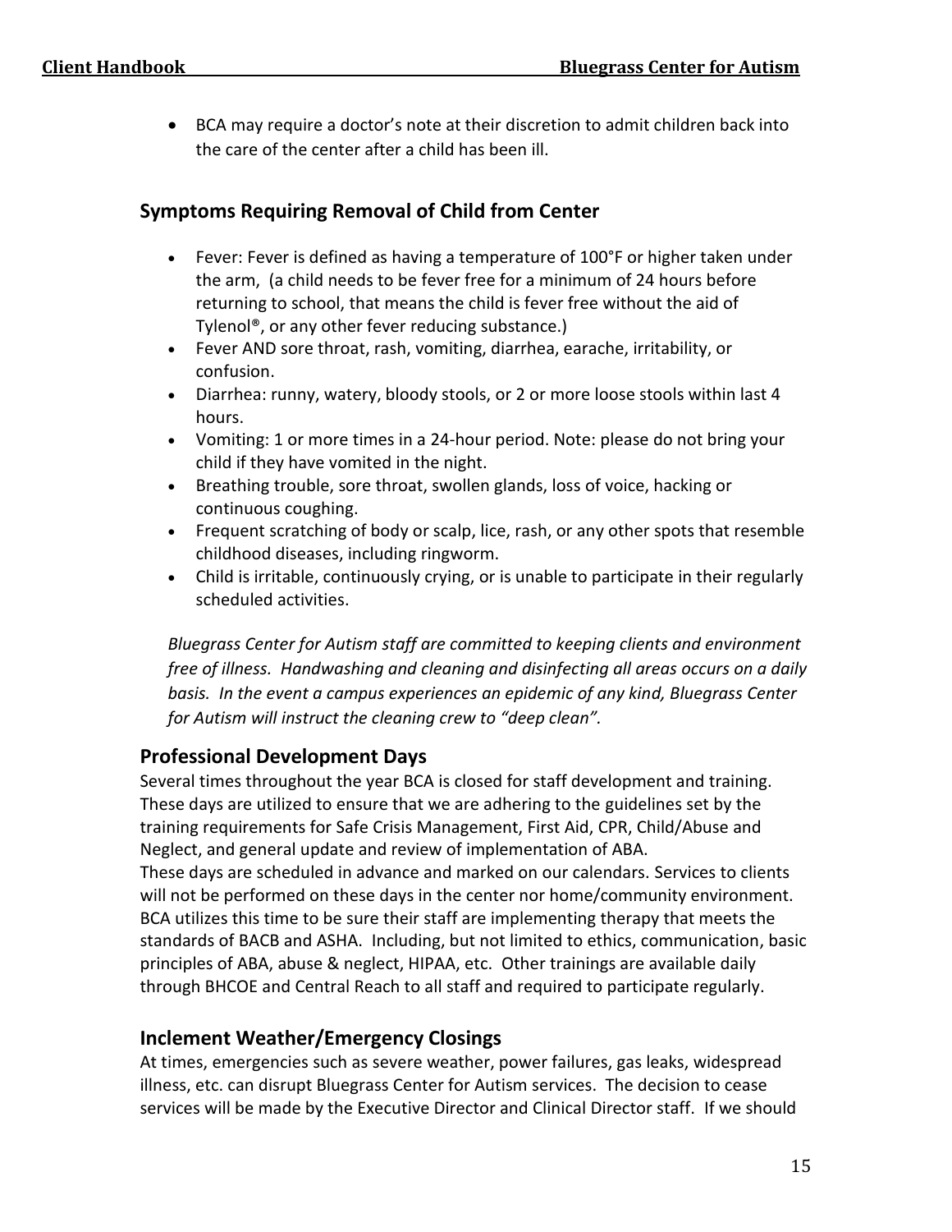- BCA may require a doctor's note at their discretion to admit children back into the care of the center after a child has been ill.

### Symptoms Requiring Removal of Child from Center

- Fever: Fever is defined as having a temperature of 100°F or higher taken under the arm, (a child needs to be fever free for a minimum of 24 hours before returning to school, that means the child is fever free without the aid of Tylenol®, or any other fever reducing substance.)
- Fever AND sore throat, rash, vomiting, diarrhea, earache, irritability, or confusion.
- Diarrhea: runny, watery, bloody stools, or 2 or more loose stools within last 4 hours.
- Vomiting: 1 or more times in a 24-hour period. Note: please do not bring your child if they have vomited in the night.
- Breathing trouble, sore throat, swollen glands, loss of voice, hacking or continuous coughing.
- Frequent scratching of body or scalp, lice, rash, or any other spots that resemble childhood diseases, including ringworm.
- Child is irritable, continuously crying, or is unable to participate in their regularly scheduled activities.

*Bluegrass Center for Autism staff are committed to keeping clients and environment free of illness. Handwashing and cleaning and disinfecting all areas occurs on a daily basis. In the event a campus experiences an epidemic of any kind, Bluegrass Center for Autism will instruct the cleaning crew to "deep clean".*

## Professional Development Days

Several times throughout the year BCA is closed for staff development and training. These days are utilized to ensure that we are adhering to the guidelines set by the training requirements for Safe Crisis Management, First Aid, CPR, Child/Abuse and Neglect, and general update and review of implementation of ABA.
These days are scheduled in advance and marked on our calendars. Services to clients will not be performed on these days in the center nor home/community environment. BCA utilizes this time to be sure their staff are implementing therapy that meets the standards of BACB and ASHA. Including, but not limited to ethics, communication, basic principles of ABA, abuse & neglect, HIPAA, etc. Other trainings are available daily through BHCOE and Central Reach to all staff and required to participate regularly.

## Inclement Weather/Emergency Closings

At times, emergencies such as severe weather, power failures, gas leaks, widespread illness, etc. can disrupt Bluegrass Center for Autism services. The decision to cease services will be made by the Executive Director and Clinical Director staff. If we should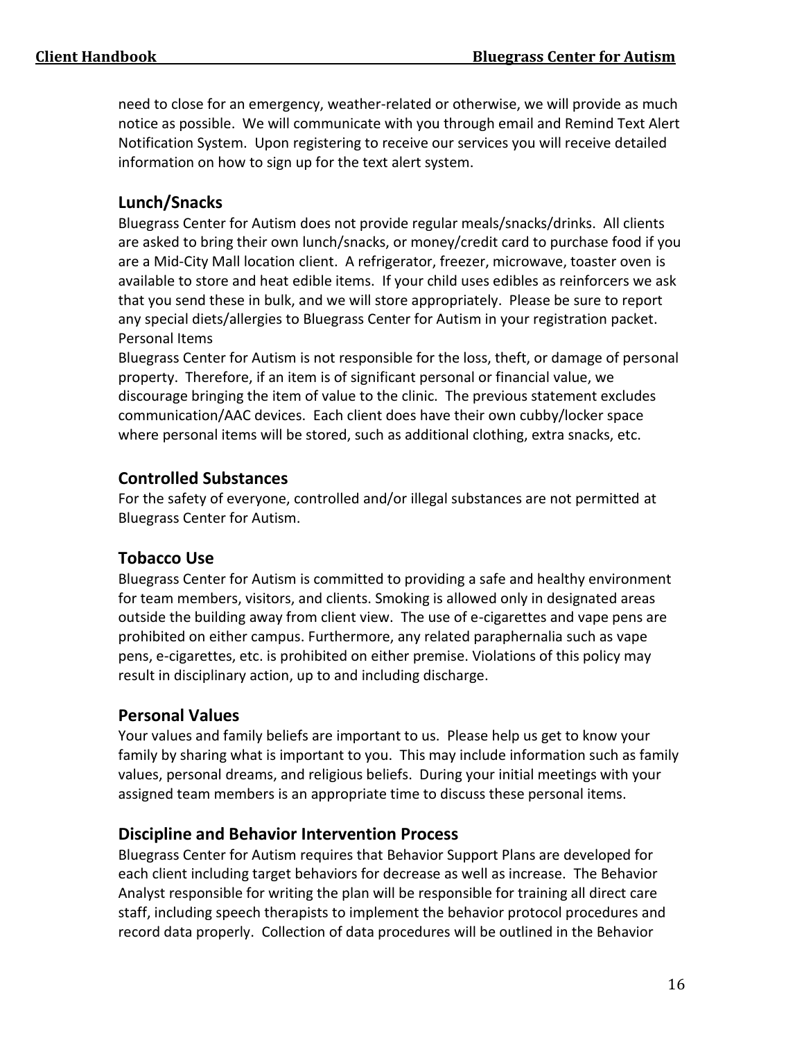need to close for an emergency, weather-related or otherwise, we will provide as much notice as possible. We will communicate with you through email and Remind Text Alert Notification System. Upon registering to receive our services you will receive detailed information on how to sign up for the text alert system.

## Lunch/Snacks

Bluegrass Center for Autism does not provide regular meals/snacks/drinks. All clients are asked to bring their own lunch/snacks, or money/credit card to purchase food if you are a Mid-City Mall location client. A refrigerator, freezer, microwave, toaster oven is available to store and heat edible items. If your child uses edibles as reinforcers we ask that you send these in bulk, and we will store appropriately. Please be sure to report any special diets/allergies to Bluegrass Center for Autism in your registration packet.

Personal Items

Bluegrass Center for Autism is not responsible for the loss, theft, or damage of personal property. Therefore, if an item is of significant personal or financial value, we discourage bringing the item of value to the clinic. The previous statement excludes communication/AAC devices. Each client does have their own cubby/locker space where personal items will be stored, such as additional clothing, extra snacks, etc.

## Controlled Substances

For the safety of everyone, controlled and/or illegal substances are not permitted at Bluegrass Center for Autism.

## Tobacco Use

Bluegrass Center for Autism is committed to providing a safe and healthy environment for team members, visitors, and clients. Smoking is allowed only in designated areas outside the building away from client view. The use of e-cigarettes and vape pens are prohibited on either campus. Furthermore, any related paraphernalia such as vape pens, e-cigarettes, etc. is prohibited on either premise. Violations of this policy may result in disciplinary action, up to and including discharge.

## Personal Values

Your values and family beliefs are important to us. Please help us get to know your family by sharing what is important to you. This may include information such as family values, personal dreams, and religious beliefs. During your initial meetings with your assigned team members is an appropriate time to discuss these personal items.

## Discipline and Behavior Intervention Process

Bluegrass Center for Autism requires that Behavior Support Plans are developed for each client including target behaviors for decrease as well as increase. The Behavior Analyst responsible for writing the plan will be responsible for training all direct care staff, including speech therapists to implement the behavior protocol procedures and record data properly. Collection of data procedures will be outlined in the Behavior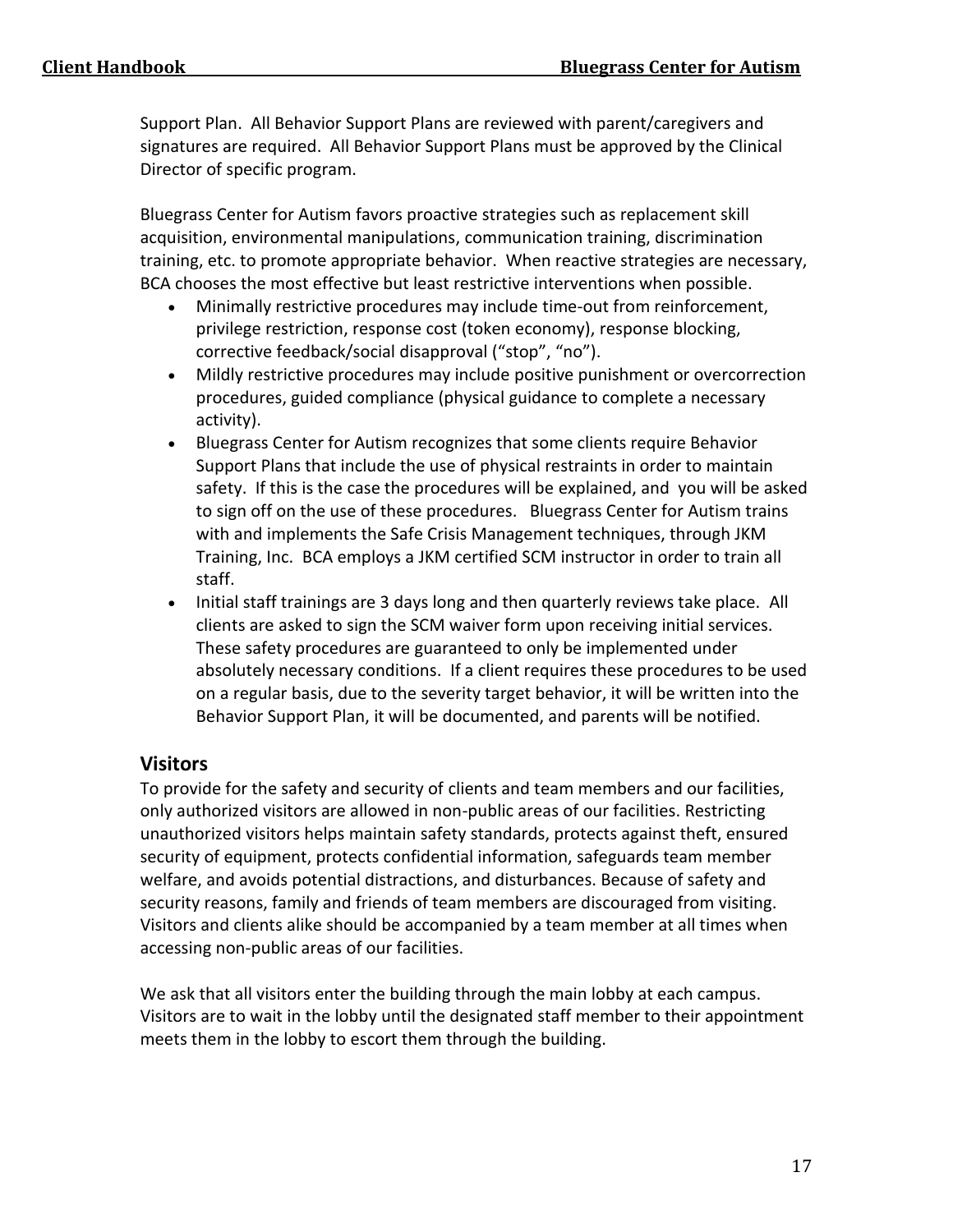Support Plan. All Behavior Support Plans are reviewed with parent/caregivers and signatures are required. All Behavior Support Plans must be approved by the Clinical Director of specific program.

Bluegrass Center for Autism favors proactive strategies such as replacement skill acquisition, environmental manipulations, communication training, discrimination training, etc. to promote appropriate behavior. When reactive strategies are necessary, BCA chooses the most effective but least restrictive interventions when possible.

- Minimally restrictive procedures may include time-out from reinforcement, privilege restriction, response cost (token economy), response blocking, corrective feedback/social disapproval ("stop", "no").
- Mildly restrictive procedures may include positive punishment or overcorrection procedures, guided compliance (physical guidance to complete a necessary activity).
- Bluegrass Center for Autism recognizes that some clients require Behavior Support Plans that include the use of physical restraints in order to maintain safety. If this is the case the procedures will be explained, and you will be asked to sign off on the use of these procedures. Bluegrass Center for Autism trains with and implements the Safe Crisis Management techniques, through JKM Training, Inc. BCA employs a JKM certified SCM instructor in order to train all staff.
- Initial staff trainings are 3 days long and then quarterly reviews take place. All clients are asked to sign the SCM waiver form upon receiving initial services. These safety procedures are guaranteed to only be implemented under absolutely necessary conditions. If a client requires these procedures to be used on a regular basis, due to the severity target behavior, it will be written into the Behavior Support Plan, it will be documented, and parents will be notified.

## Visitors

To provide for the safety and security of clients and team members and our facilities, only authorized visitors are allowed in non-public areas of our facilities. Restricting unauthorized visitors helps maintain safety standards, protects against theft, ensured security of equipment, protects confidential information, safeguards team member welfare, and avoids potential distractions, and disturbances. Because of safety and security reasons, family and friends of team members are discouraged from visiting. Visitors and clients alike should be accompanied by a team member at all times when accessing non-public areas of our facilities.

We ask that all visitors enter the building through the main lobby at each campus. Visitors are to wait in the lobby until the designated staff member to their appointment meets them in the lobby to escort them through the building.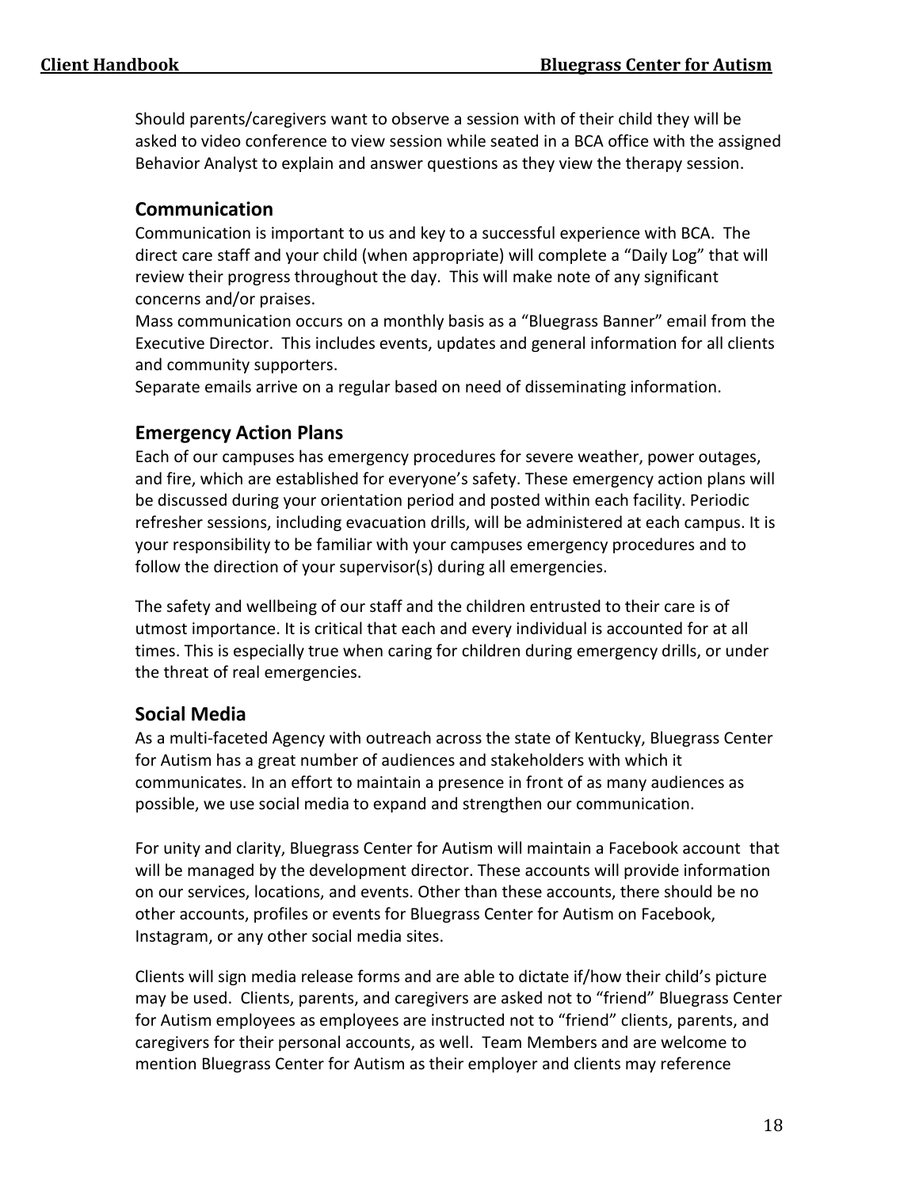Should parents/caregivers want to observe a session with of their child they will be asked to video conference to view session while seated in a BCA office with the assigned Behavior Analyst to explain and answer questions as they view the therapy session.

## Communication

Communication is important to us and key to a successful experience with BCA. The direct care staff and your child (when appropriate) will complete a "Daily Log" that will review their progress throughout the day. This will make note of any significant concerns and/or praises.

Mass communication occurs on a monthly basis as a "Bluegrass Banner" email from the Executive Director. This includes events, updates and general information for all clients and community supporters.

Separate emails arrive on a regular based on need of disseminating information.

## Emergency Action Plans

Each of our campuses has emergency procedures for severe weather, power outages, and fire, which are established for everyone's safety. These emergency action plans will be discussed during your orientation period and posted within each facility. Periodic refresher sessions, including evacuation drills, will be administered at each campus. It is your responsibility to be familiar with your campuses emergency procedures and to follow the direction of your supervisor(s) during all emergencies.

The safety and wellbeing of our staff and the children entrusted to their care is of utmost importance. It is critical that each and every individual is accounted for at all times. This is especially true when caring for children during emergency drills, or under the threat of real emergencies.

## Social Media

As a multi-faceted Agency with outreach across the state of Kentucky, Bluegrass Center for Autism has a great number of audiences and stakeholders with which it communicates. In an effort to maintain a presence in front of as many audiences as possible, we use social media to expand and strengthen our communication.

For unity and clarity, Bluegrass Center for Autism will maintain a Facebook account that will be managed by the development director. These accounts will provide information on our services, locations, and events. Other than these accounts, there should be no other accounts, profiles or events for Bluegrass Center for Autism on Facebook, Instagram, or any other social media sites.

Clients will sign media release forms and are able to dictate if/how their child's picture may be used. Clients, parents, and caregivers are asked not to "friend" Bluegrass Center for Autism employees as employees are instructed not to "friend" clients, parents, and caregivers for their personal accounts, as well. Team Members and are welcome to mention Bluegrass Center for Autism as their employer and clients may reference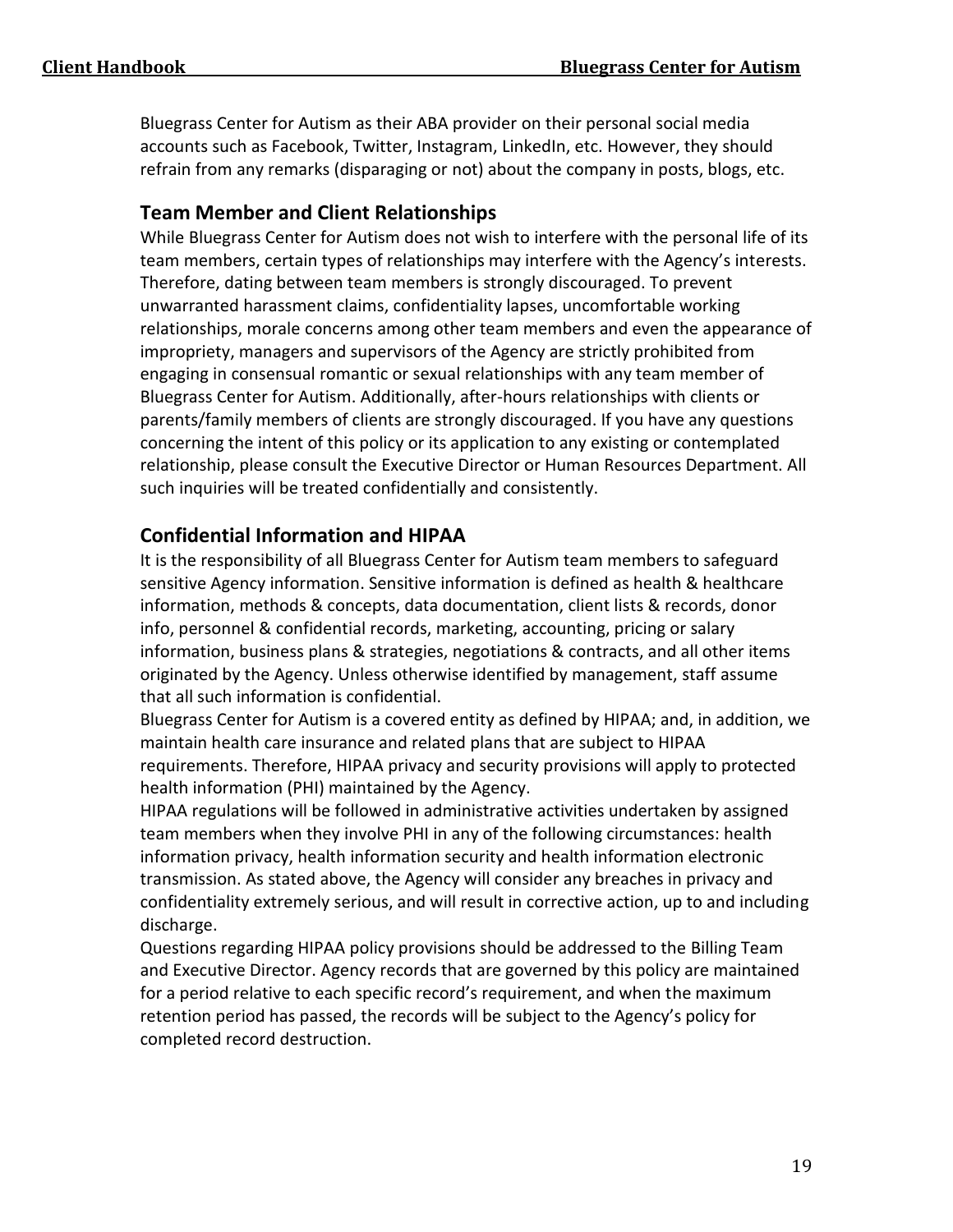Bluegrass Center for Autism as their ABA provider on their personal social media accounts such as Facebook, Twitter, Instagram, LinkedIn, etc. However, they should refrain from any remarks (disparaging or not) about the company in posts, blogs, etc.

## Team Member and Client Relationships

While Bluegrass Center for Autism does not wish to interfere with the personal life of its team members, certain types of relationships may interfere with the Agency's interests. Therefore, dating between team members is strongly discouraged. To prevent unwarranted harassment claims, confidentiality lapses, uncomfortable working relationships, morale concerns among other team members and even the appearance of impropriety, managers and supervisors of the Agency are strictly prohibited from engaging in consensual romantic or sexual relationships with any team member of Bluegrass Center for Autism. Additionally, after-hours relationships with clients or parents/family members of clients are strongly discouraged. If you have any questions concerning the intent of this policy or its application to any existing or contemplated relationship, please consult the Executive Director or Human Resources Department. All such inquiries will be treated confidentially and consistently.

## Confidential Information and HIPAA

It is the responsibility of all Bluegrass Center for Autism team members to safeguard sensitive Agency information. Sensitive information is defined as health & healthcare information, methods & concepts, data documentation, client lists & records, donor info, personnel & confidential records, marketing, accounting, pricing or salary information, business plans & strategies, negotiations & contracts, and all other items originated by the Agency. Unless otherwise identified by management, staff assume that all such information is confidential.

Bluegrass Center for Autism is a covered entity as defined by HIPAA; and, in addition, we maintain health care insurance and related plans that are subject to HIPAA requirements. Therefore, HIPAA privacy and security provisions will apply to protected health information (PHI) maintained by the Agency.

HIPAA regulations will be followed in administrative activities undertaken by assigned team members when they involve PHI in any of the following circumstances: health information privacy, health information security and health information electronic transmission. As stated above, the Agency will consider any breaches in privacy and confidentiality extremely serious, and will result in corrective action, up to and including discharge.

Questions regarding HIPAA policy provisions should be addressed to the Billing Team and Executive Director. Agency records that are governed by this policy are maintained for a period relative to each specific record's requirement, and when the maximum retention period has passed, the records will be subject to the Agency's policy for completed record destruction.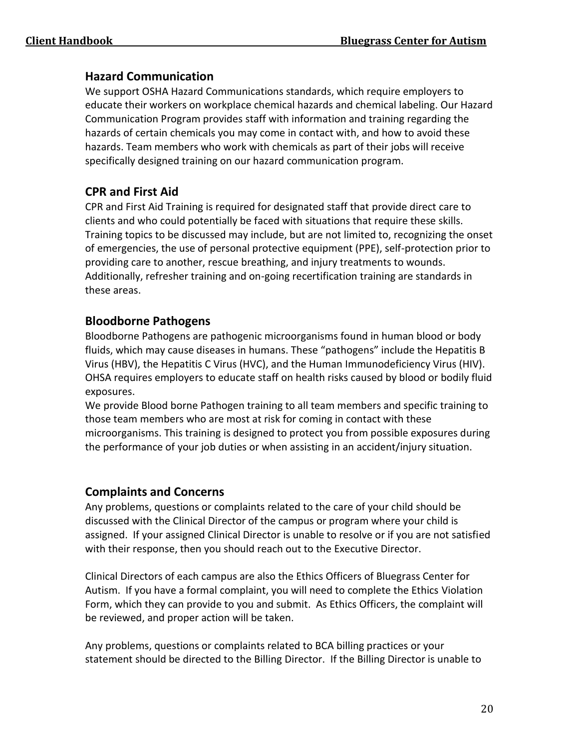## Hazard Communication

We support OSHA Hazard Communications standards, which require employers to educate their workers on workplace chemical hazards and chemical labeling. Our Hazard Communication Program provides staff with information and training regarding the hazards of certain chemicals you may come in contact with, and how to avoid these hazards. Team members who work with chemicals as part of their jobs will receive specifically designed training on our hazard communication program.

## CPR and First Aid

CPR and First Aid Training is required for designated staff that provide direct care to clients and who could potentially be faced with situations that require these skills. Training topics to be discussed may include, but are not limited to, recognizing the onset of emergencies, the use of personal protective equipment (PPE), self-protection prior to providing care to another, rescue breathing, and injury treatments to wounds. Additionally, refresher training and on-going recertification training are standards in these areas.

## Bloodborne Pathogens

Bloodborne Pathogens are pathogenic microorganisms found in human blood or body fluids, which may cause diseases in humans. These "pathogens" include the Hepatitis B Virus (HBV), the Hepatitis C Virus (HVC), and the Human Immunodeficiency Virus (HIV). OHSA requires employers to educate staff on health risks caused by blood or bodily fluid exposures.

We provide Blood borne Pathogen training to all team members and specific training to those team members who are most at risk for coming in contact with these microorganisms. This training is designed to protect you from possible exposures during the performance of your job duties or when assisting in an accident/injury situation.

## Complaints and Concerns

Any problems, questions or complaints related to the care of your child should be discussed with the Clinical Director of the campus or program where your child is assigned. If your assigned Clinical Director is unable to resolve or if you are not satisfied with their response, then you should reach out to the Executive Director.

Clinical Directors of each campus are also the Ethics Officers of Bluegrass Center for Autism. If you have a formal complaint, you will need to complete the Ethics Violation Form, which they can provide to you and submit. As Ethics Officers, the complaint will be reviewed, and proper action will be taken.

Any problems, questions or complaints related to BCA billing practices or your statement should be directed to the Billing Director. If the Billing Director is unable to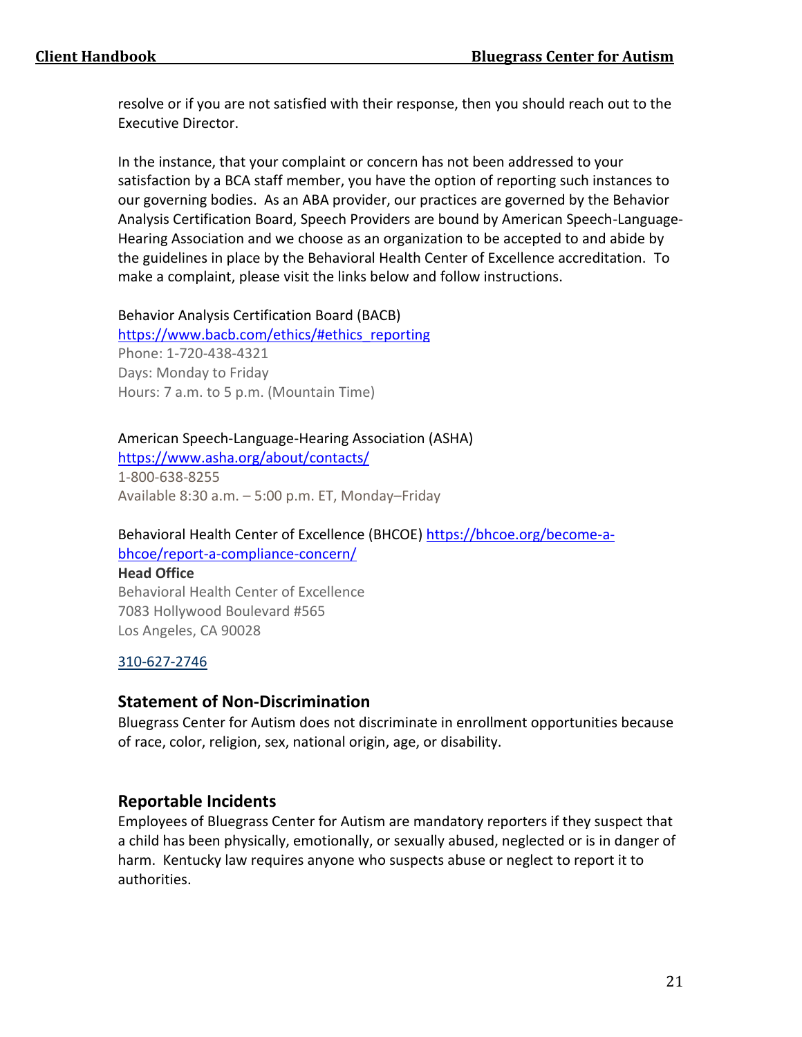resolve or if you are not satisfied with their response, then you should reach out to the Executive Director.

In the instance, that your complaint or concern has not been addressed to your satisfaction by a BCA staff member, you have the option of reporting such instances to our governing bodies. As an ABA provider, our practices are governed by the Behavior Analysis Certification Board, Speech Providers are bound by American Speech-Language-Hearing Association and we choose as an organization to be accepted to and abide by the guidelines in place by the Behavioral Health Center of Excellence accreditation. To make a complaint, please visit the links below and follow instructions.

Behavior Analysis Certification Board (BACB)
https://www.bacb.com/ethics/#ethics_reporting
Phone: 1-720-438-4321
Days: Monday to Friday
Hours: 7 a.m. to 5 p.m. (Mountain Time)

American Speech-Language-Hearing Association (ASHA)
https://www.asha.org/about/contacts/
1-800-638-8255
Available 8:30 a.m. – 5:00 p.m. ET, Monday–Friday

Behavioral Health Center of Excellence (BHCOE) https://bhcoe.org/become-a-bhcoe/report-a-compliance-concern/
**Head Office**
Behavioral Health Center of Excellence
7083 Hollywood Boulevard #565
Los Angeles, CA 90028

310-627-2746

## Statement of Non-Discrimination

Bluegrass Center for Autism does not discriminate in enrollment opportunities because of race, color, religion, sex, national origin, age, or disability.

## Reportable Incidents

Employees of Bluegrass Center for Autism are mandatory reporters if they suspect that a child has been physically, emotionally, or sexually abused, neglected or is in danger of harm. Kentucky law requires anyone who suspects abuse or neglect to report it to authorities.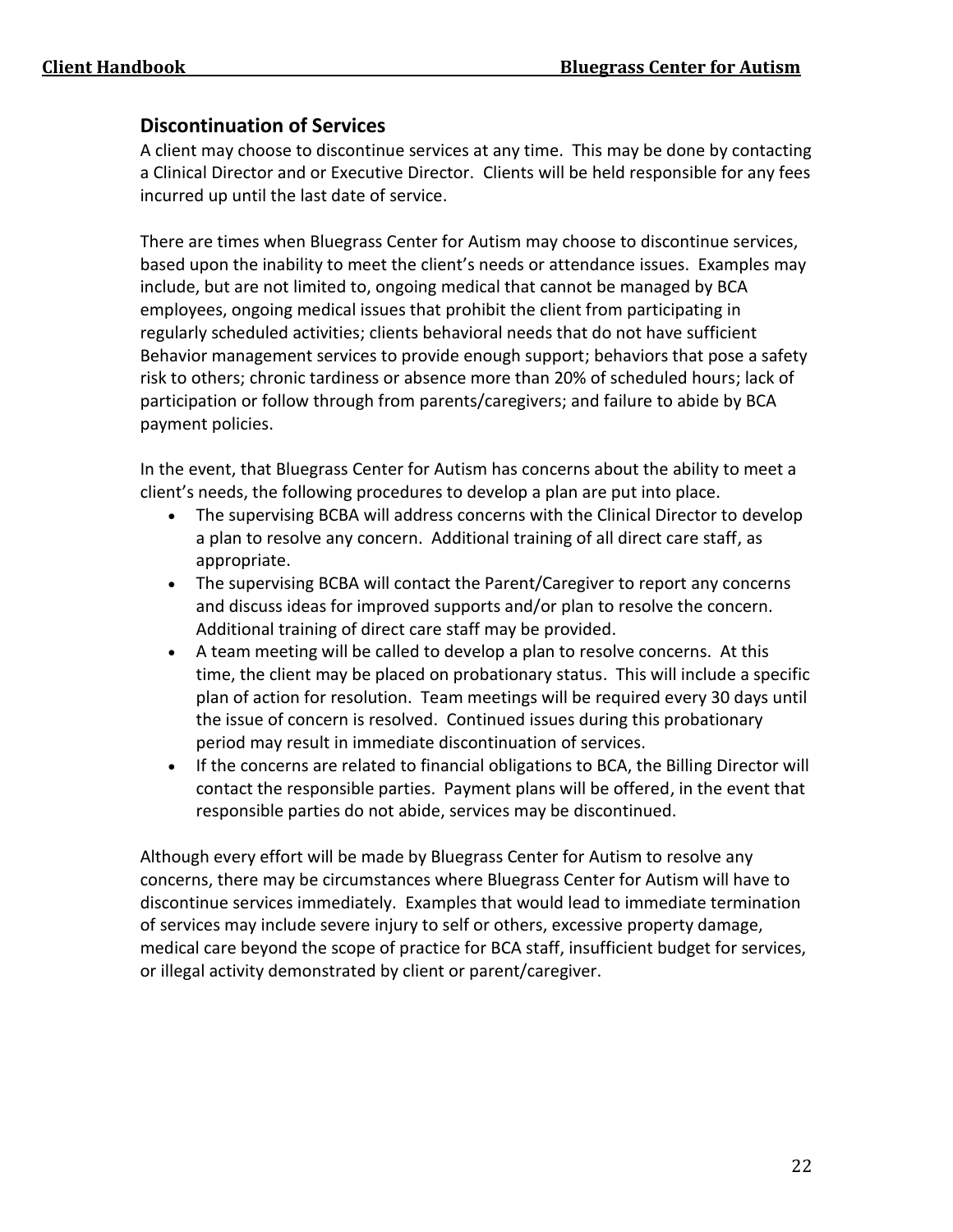## Discontinuation of Services

A client may choose to discontinue services at any time. This may be done by contacting a Clinical Director and or Executive Director. Clients will be held responsible for any fees incurred up until the last date of service.

There are times when Bluegrass Center for Autism may choose to discontinue services, based upon the inability to meet the client's needs or attendance issues. Examples may include, but are not limited to, ongoing medical that cannot be managed by BCA employees, ongoing medical issues that prohibit the client from participating in regularly scheduled activities; clients behavioral needs that do not have sufficient Behavior management services to provide enough support; behaviors that pose a safety risk to others; chronic tardiness or absence more than 20% of scheduled hours; lack of participation or follow through from parents/caregivers; and failure to abide by BCA payment policies.

In the event, that Bluegrass Center for Autism has concerns about the ability to meet a client's needs, the following procedures to develop a plan are put into place.

- The supervising BCBA will address concerns with the Clinical Director to develop a plan to resolve any concern. Additional training of all direct care staff, as appropriate.
- The supervising BCBA will contact the Parent/Caregiver to report any concerns and discuss ideas for improved supports and/or plan to resolve the concern. Additional training of direct care staff may be provided.
- A team meeting will be called to develop a plan to resolve concerns. At this time, the client may be placed on probationary status. This will include a specific plan of action for resolution. Team meetings will be required every 30 days until the issue of concern is resolved. Continued issues during this probationary period may result in immediate discontinuation of services.
- If the concerns are related to financial obligations to BCA, the Billing Director will contact the responsible parties. Payment plans will be offered, in the event that responsible parties do not abide, services may be discontinued.

Although every effort will be made by Bluegrass Center for Autism to resolve any concerns, there may be circumstances where Bluegrass Center for Autism will have to discontinue services immediately. Examples that would lead to immediate termination of services may include severe injury to self or others, excessive property damage, medical care beyond the scope of practice for BCA staff, insufficient budget for services, or illegal activity demonstrated by client or parent/caregiver.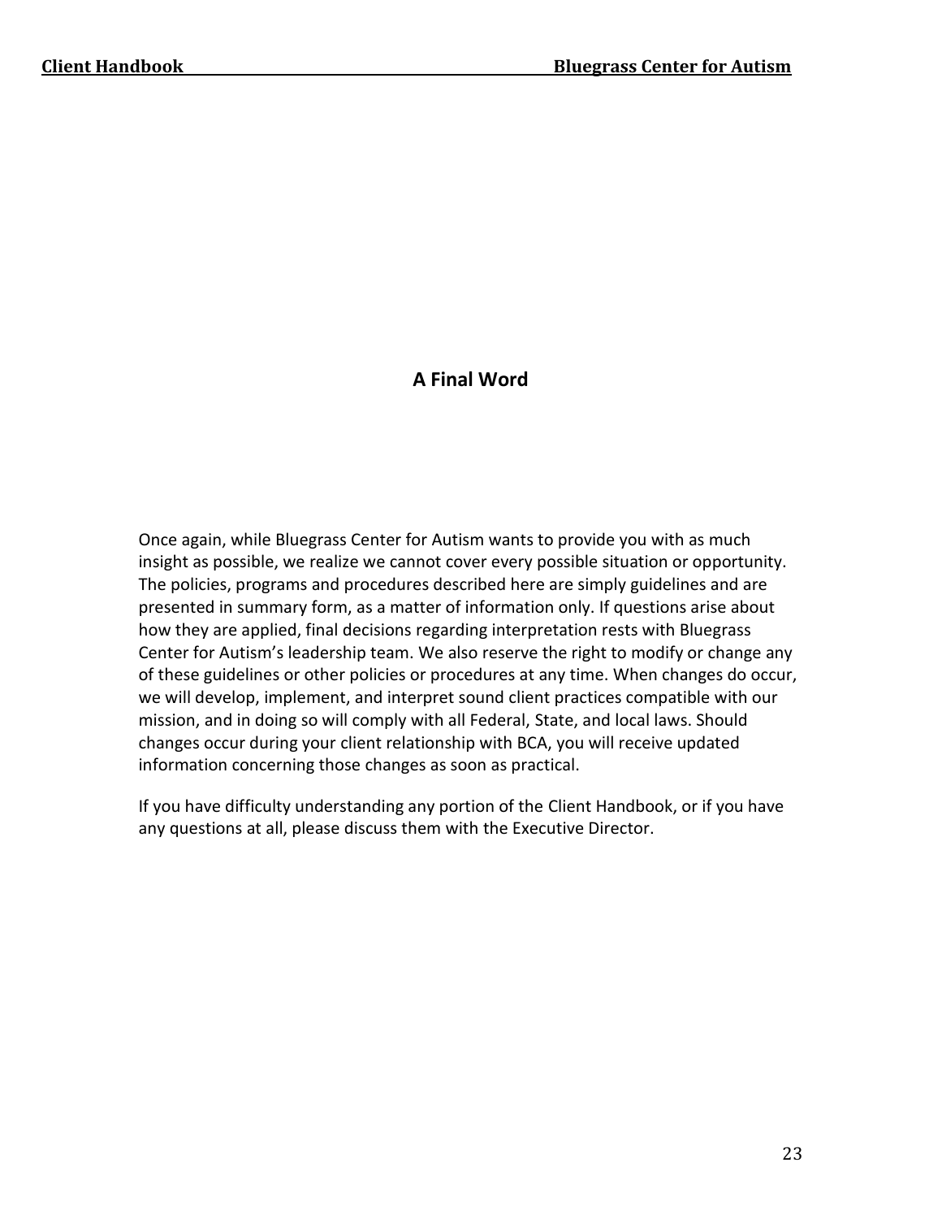## A Final Word

Once again, while Bluegrass Center for Autism wants to provide you with as much insight as possible, we realize we cannot cover every possible situation or opportunity. The policies, programs and procedures described here are simply guidelines and are presented in summary form, as a matter of information only. If questions arise about how they are applied, final decisions regarding interpretation rests with Bluegrass Center for Autism's leadership team. We also reserve the right to modify or change any of these guidelines or other policies or procedures at any time. When changes do occur, we will develop, implement, and interpret sound client practices compatible with our mission, and in doing so will comply with all Federal, State, and local laws. Should changes occur during your client relationship with BCA, you will receive updated information concerning those changes as soon as practical.

If you have difficulty understanding any portion of the Client Handbook, or if you have any questions at all, please discuss them with the Executive Director.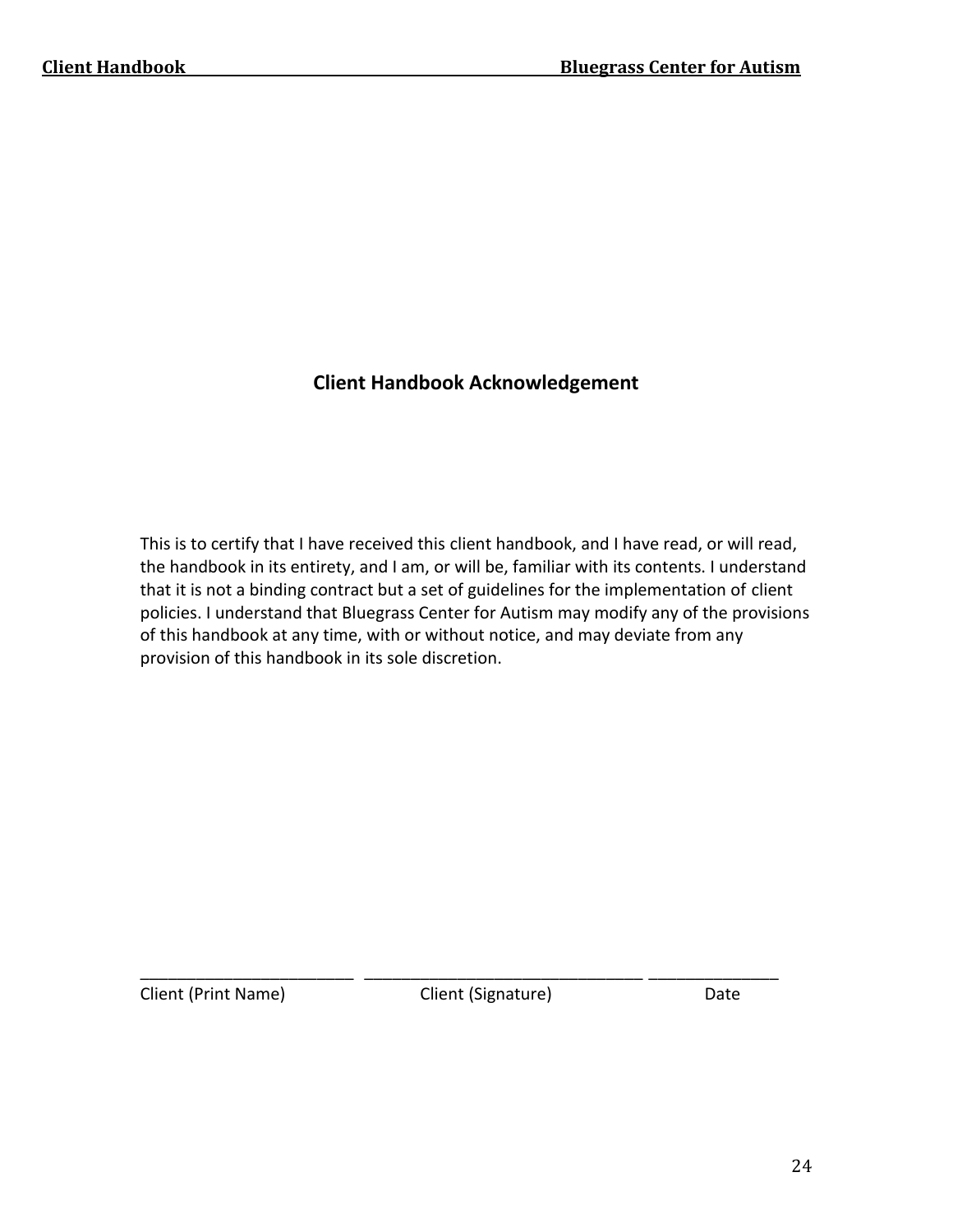## Client Handbook Acknowledgement

This is to certify that I have received this client handbook, and I have read, or will read, the handbook in its entirety, and I am, or will be, familiar with its contents. I understand that it is not a binding contract but a set of guidelines for the implementation of client policies. I understand that Bluegrass Center for Autism may modify any of the provisions of this handbook at any time, with or without notice, and may deviate from any provision of this handbook in its sole discretion.

________________________ ________________________________ ______________

Client (Print Name) Client (Signature) Date